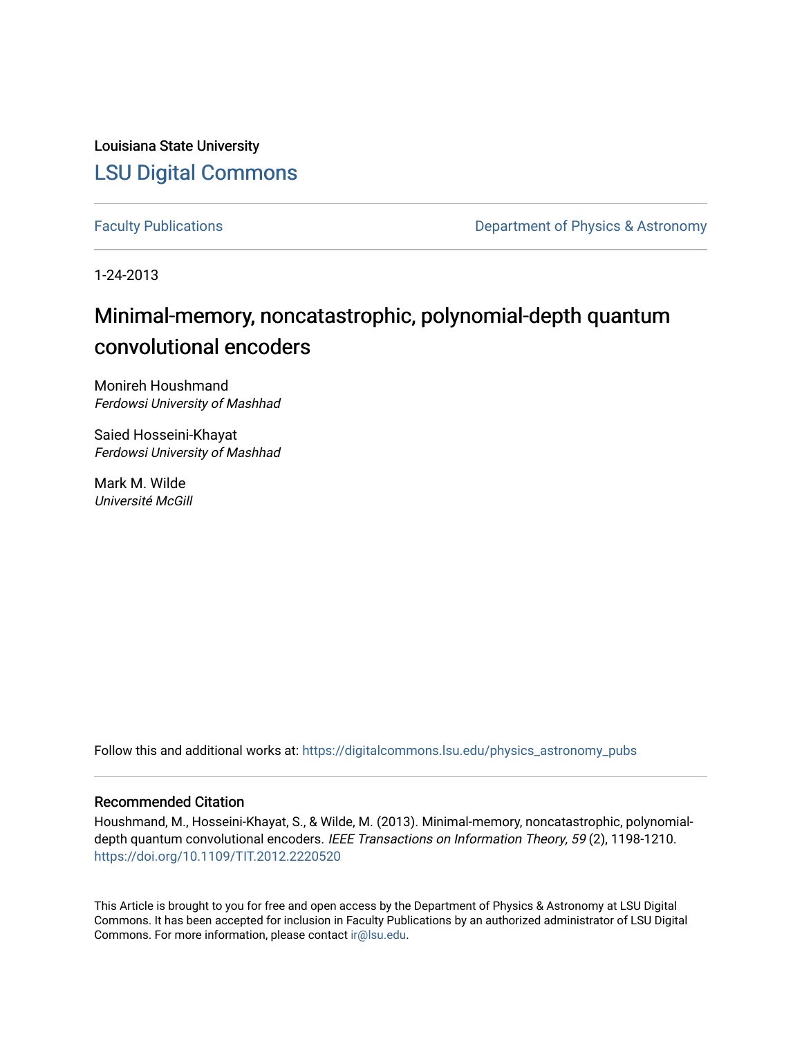Louisiana State University

# LSU Digital Commons

Faculty Publications

Department of Physics & Astronomy

1-24-2013

# Minimal-memory, noncatastrophic, polynomial-depth quantum convolutional encoders

Monireh Houshmand
*Ferdowsi University of Mashhad*

Saied Hosseini-Khayat
*Ferdowsi University of Mashhad*

Mark M. Wilde
*Université McGill*

Follow this and additional works at: https://digitalcommons.lsu.edu/physics_astronomy_pubs

## Recommended Citation

Houshmand, M., Hosseini-Khayat, S., & Wilde, M. (2013). Minimal-memory, noncatastrophic, polynomial-depth quantum convolutional encoders. *IEEE Transactions on Information Theory, 59* (2), 1198-1210. https://doi.org/10.1109/TIT.2012.2220520

This Article is brought to you for free and open access by the Department of Physics & Astronomy at LSU Digital Commons. It has been accepted for inclusion in Faculty Publications by an authorized administrator of LSU Digital Commons. For more information, please contact ir@lsu.edu.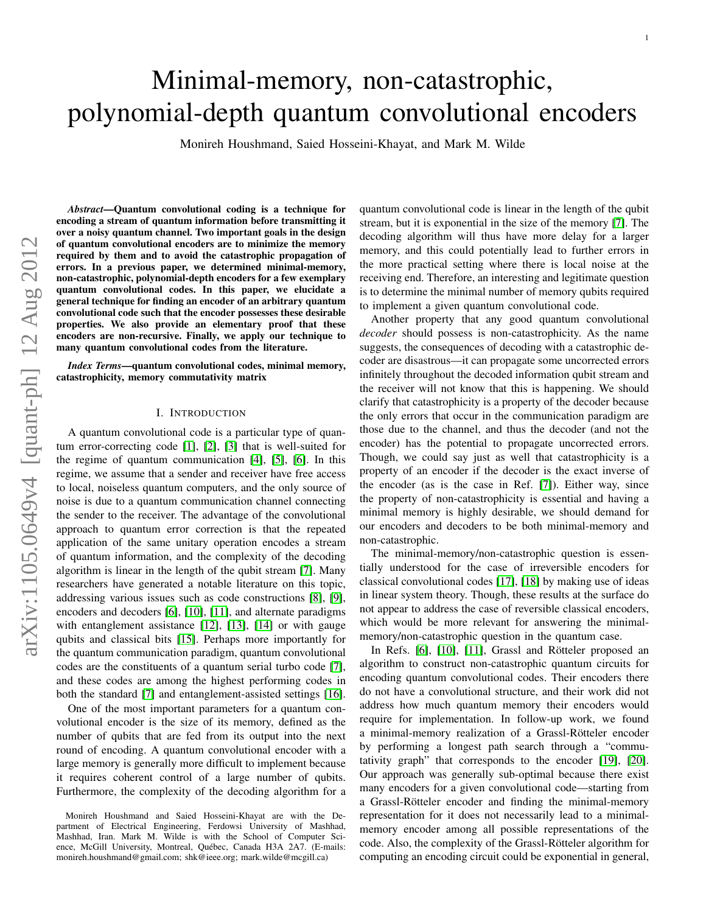# Minimal-memory, non-catastrophic, polynomial-depth quantum convolutional encoders

Monireh Houshmand, Saied Hosseini-Khayat, and Mark M. Wilde

***Abstract*—Quantum convolutional coding is a technique for encoding a stream of quantum information before transmitting it over a noisy quantum channel. Two important goals in the design of quantum convolutional encoders are to minimize the memory required by them and to avoid the catastrophic propagation of errors. In a previous paper, we determined minimal-memory, non-catastrophic, polynomial-depth encoders for a few exemplary quantum convolutional codes. In this paper, we elucidate a general technique for finding an encoder of an arbitrary quantum convolutional code such that the encoder possesses these desirable properties. We also provide an elementary proof that these encoders are non-recursive. Finally, we apply our technique to many quantum convolutional codes from the literature.**

***Index Terms*—quantum convolutional codes, minimal memory, catastrophicity, memory commutativity matrix**

## I. Introduction

A quantum convolutional code is a particular type of quantum error-correcting code [1], [2], [3] that is well-suited for the regime of quantum communication [4], [5], [6]. In this regime, we assume that a sender and receiver have free access to local, noiseless quantum computers, and the only source of noise is due to a quantum communication channel connecting the sender to the receiver. The advantage of the convolutional approach to quantum error correction is that the repeated application of the same unitary operation encodes a stream of quantum information, and the complexity of the decoding algorithm is linear in the length of the qubit stream [7]. Many researchers have generated a notable literature on this topic, addressing various issues such as code constructions [8], [9], encoders and decoders [6], [10], [11], and alternate paradigms with entanglement assistance [12], [13], [14] or with gauge qubits and classical bits [15]. Perhaps more importantly for the quantum communication paradigm, quantum convolutional codes are the constituents of a quantum serial turbo code [7], and these codes are among the highest performing codes in both the standard [7] and entanglement-assisted settings [16].

One of the most important parameters for a quantum convolutional encoder is the size of its memory, defined as the number of qubits that are fed from its output into the next round of encoding. A quantum convolutional encoder with a large memory is generally more difficult to implement because it requires coherent control of a large number of qubits. Furthermore, the complexity of the decoding algorithm for a quantum convolutional code is linear in the length of the qubit stream, but it is exponential in the size of the memory [7]. The decoding algorithm will thus have more delay for a larger memory, and this could potentially lead to further errors in the more practical setting where there is local noise at the receiving end. Therefore, an interesting and legitimate question is to determine the minimal number of memory qubits required to implement a given quantum convolutional code.

Another property that any good quantum convolutional *decoder* should possess is non-catastrophicity. As the name suggests, the consequences of decoding with a catastrophic decoder are disastrous—it can propagate some uncorrected errors infinitely throughout the decoded information qubit stream and the receiver will not know that this is happening. We should clarify that catastrophicity is a property of the decoder because the only errors that occur in the communication paradigm are those due to the channel, and thus the decoder (and not the encoder) has the potential to propagate uncorrected errors. Though, we could say just as well that catastrophicity is a property of an encoder if the decoder is the exact inverse of the encoder (as is the case in Ref. [7]). Either way, since the property of non-catastrophicity is essential and having a minimal memory is highly desirable, we should demand for our encoders and decoders to be both minimal-memory and non-catastrophic.

The minimal-memory/non-catastrophic question is essentially understood for the case of irreversible encoders for classical convolutional codes [17], [18] by making use of ideas in linear system theory. Though, these results at the surface do not appear to address the case of reversible classical encoders, which would be more relevant for answering the minimal-memory/non-catastrophic question in the quantum case.

In Refs. [6], [10], [11], Grassl and Rötteler proposed an algorithm to construct non-catastrophic quantum circuits for encoding quantum convolutional codes. Their encoders there do not have a convolutional structure, and their work did not address how much quantum memory their encoders would require for implementation. In follow-up work, we found a minimal-memory realization of a Grassl-Rötteler encoder by performing a longest path search through a "commutativity graph" that corresponds to the encoder [19], [20]. Our approach was generally sub-optimal because there exist many encoders for a given convolutional code—starting from a Grassl-Rötteler encoder and finding the minimal-memory representation for it does not necessarily lead to a minimal-memory encoder among all possible representations of the code. Also, the complexity of the Grassl-Rötteler algorithm for computing an encoding circuit could be exponential in general,

Monireh Houshmand and Saied Hosseini-Khayat are with the Department of Electrical Engineering, Ferdowsi University of Mashhad, Mashhad, Iran. Mark M. Wilde is with the School of Computer Science, McGill University, Montreal, Québec, Canada H3A 2A7. (E-mails: monireh.houshmand@gmail.com; shk@ieee.org; mark.wilde@mcgill.ca)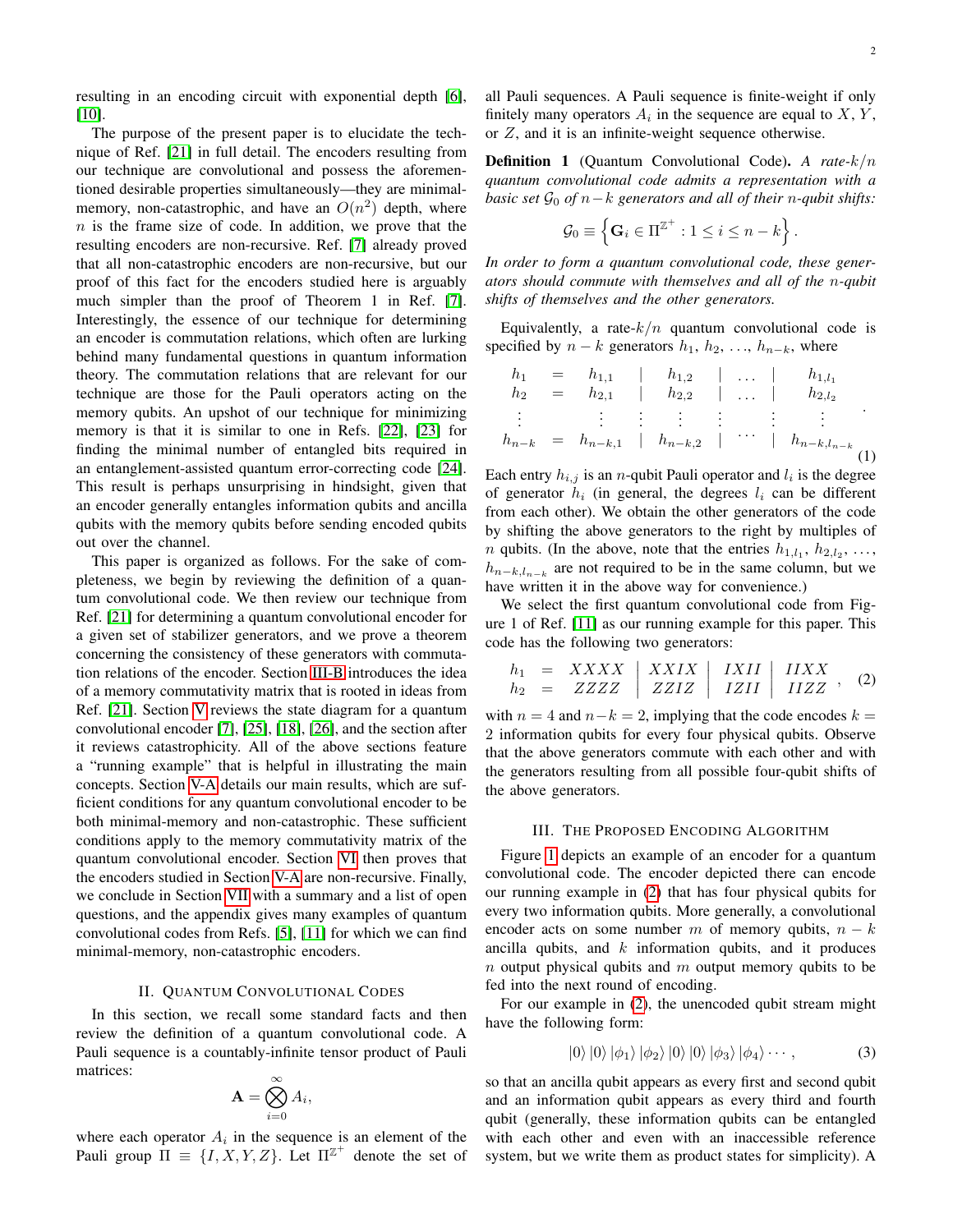resulting in an encoding circuit with exponential depth [6], [10].

The purpose of the present paper is to elucidate the technique of Ref. [21] in full detail. The encoders resulting from our technique are convolutional and possess the aforementioned desirable properties simultaneously—they are minimal-memory, non-catastrophic, and have an $O(n^2)$ depth, where $n$ is the frame size of code. In addition, we prove that the resulting encoders are non-recursive. Ref. [7] already proved that all non-catastrophic encoders are non-recursive, but our proof of this fact for the encoders studied here is arguably much simpler than the proof of Theorem 1 in Ref. [7]. Interestingly, the essence of our technique for determining an encoder is commutation relations, which often are lurking behind many fundamental questions in quantum information theory. The commutation relations that are relevant for our technique are those for the Pauli operators acting on the memory qubits. An upshot of our technique for minimizing memory is that it is similar to one in Refs. [22], [23] for finding the minimal number of entangled bits required in an entanglement-assisted quantum error-correcting code [24]. This result is perhaps unsurprising in hindsight, given that an encoder generally entangles information qubits and ancilla qubits with the memory qubits before sending encoded qubits out over the channel.

This paper is organized as follows. For the sake of completeness, we begin by reviewing the definition of a quantum convolutional code. We then review our technique from Ref. [21] for determining a quantum convolutional encoder for a given set of stabilizer generators, and we prove a theorem concerning the consistency of these generators with commutation relations of the encoder. Section III-B introduces the idea of a memory commutativity matrix that is rooted in ideas from Ref. [21]. Section V reviews the state diagram for a quantum convolutional encoder [7], [25], [18], [26], and the section after it reviews catastrophicity. All of the above sections feature a "running example" that is helpful in illustrating the main concepts. Section V-A details our main results, which are sufficient conditions for any quantum convolutional encoder to be both minimal-memory and non-catastrophic. These sufficient conditions apply to the memory commutativity matrix of the quantum convolutional encoder. Section VI then proves that the encoders studied in Section V-A are non-recursive. Finally, we conclude in Section VII with a summary and a list of open questions, and the appendix gives many examples of quantum convolutional codes from Refs. [5], [11] for which we can find minimal-memory, non-catastrophic encoders.

## II. Quantum Convolutional Codes

In this section, we recall some standard facts and then review the definition of a quantum convolutional code. A Pauli sequence is a countably-infinite tensor product of Pauli matrices:

$$\mathbf{A} = \bigotimes_{i=0}^{\infty} A_i,$$

where each operator $A_i$ in the sequence is an element of the Pauli group $\Pi \equiv \{I, X, Y, Z\}$. Let $\Pi^{\mathbb{Z}^+}$ denote the set of all Pauli sequences. A Pauli sequence is finite-weight if only finitely many operators $A_i$ in the sequence are equal to $X$, $Y$, or $Z$, and it is an infinite-weight sequence otherwise.

**Definition 1** (Quantum Convolutional Code). *A rate-$k/n$ quantum convolutional code admits a representation with a basic set $\mathcal{G}_0$ of $n-k$ generators and all of their $n$-qubit shifts:*

$$\mathcal{G}_0 \equiv \left\{ \mathbf{G}_i \in \Pi^{\mathbb{Z}^+} : 1 \leq i \leq n-k \right\}.$$

*In order to form a quantum convolutional code, these generators should commute with themselves and all of the $n$-qubit shifts of themselves and the other generators.*

Equivalently, a rate-$k/n$ quantum convolutional code is specified by $n-k$ generators $h_1, h_2, \ldots, h_{n-k}$, where

$$\begin{array}{ccccccccc} h_1 & = & h_{1,1} & | & h_{1,2} & | & \ldots & | & h_{1,l_1} \\ h_2 & = & h_{2,1} & | & h_{2,2} & | & \ldots & | & h_{2,l_2} \\ \vdots & & \vdots & \vdots & \vdots & \vdots & & \vdots & \vdots \\ h_{n-k} & = & h_{n-k,1} & | & h_{n-k,2} & | & \cdots & | & h_{n-k,l_{n-k}} \end{array}. \tag{1}$$

Each entry $h_{i,j}$ is an $n$-qubit Pauli operator and $l_i$ is the degree of generator $h_i$ (in general, the degrees $l_i$ can be different from each other). We obtain the other generators of the code by shifting the above generators to the right by multiples of $n$ qubits. (In the above, note that the entries $h_{1,l_1}$, $h_{2,l_2}$, $\ldots$, $h_{n-k,l_{n-k}}$ are not required to be in the same column, but we have written it in the above way for convenience.)

We select the first quantum convolutional code from Figure 1 of Ref. [11] as our running example for this paper. This code has the following two generators:

$$\begin{array}{ccccccc} h_1 & = & XXXX & | & XXIX & | & IXII & | & IIXX \\ h_2 & = & ZZZZ & | & ZZIZ & | & IZII & | & IIZZ \end{array}, \tag{2}$$

with $n = 4$ and $n-k = 2$, implying that the code encodes $k = 2$ information qubits for every four physical qubits. Observe that the above generators commute with each other and with the generators resulting from all possible four-qubit shifts of the above generators.

## III. The Proposed Encoding Algorithm

Figure 1 depicts an example of an encoder for a quantum convolutional code. The encoder depicted there can encode our running example in (2) that has four physical qubits for every two information qubits. More generally, a convolutional encoder acts on some number $m$ of memory qubits, $n-k$ ancilla qubits, and $k$ information qubits, and it produces $n$ output physical qubits and $m$ output memory qubits to be fed into the next round of encoding.

For our example in (2), the unencoded qubit stream might have the following form:

$$|0\rangle\, |0\rangle\, |\phi_1\rangle\, |\phi_2\rangle\, |0\rangle\, |0\rangle\, |\phi_3\rangle\, |\phi_4\rangle \cdots, \tag{3}$$

so that an ancilla qubit appears as every first and second qubit and an information qubit appears as every third and fourth qubit (generally, these information qubits can be entangled with each other and even with an inaccessible reference system, but we write them as product states for simplicity). A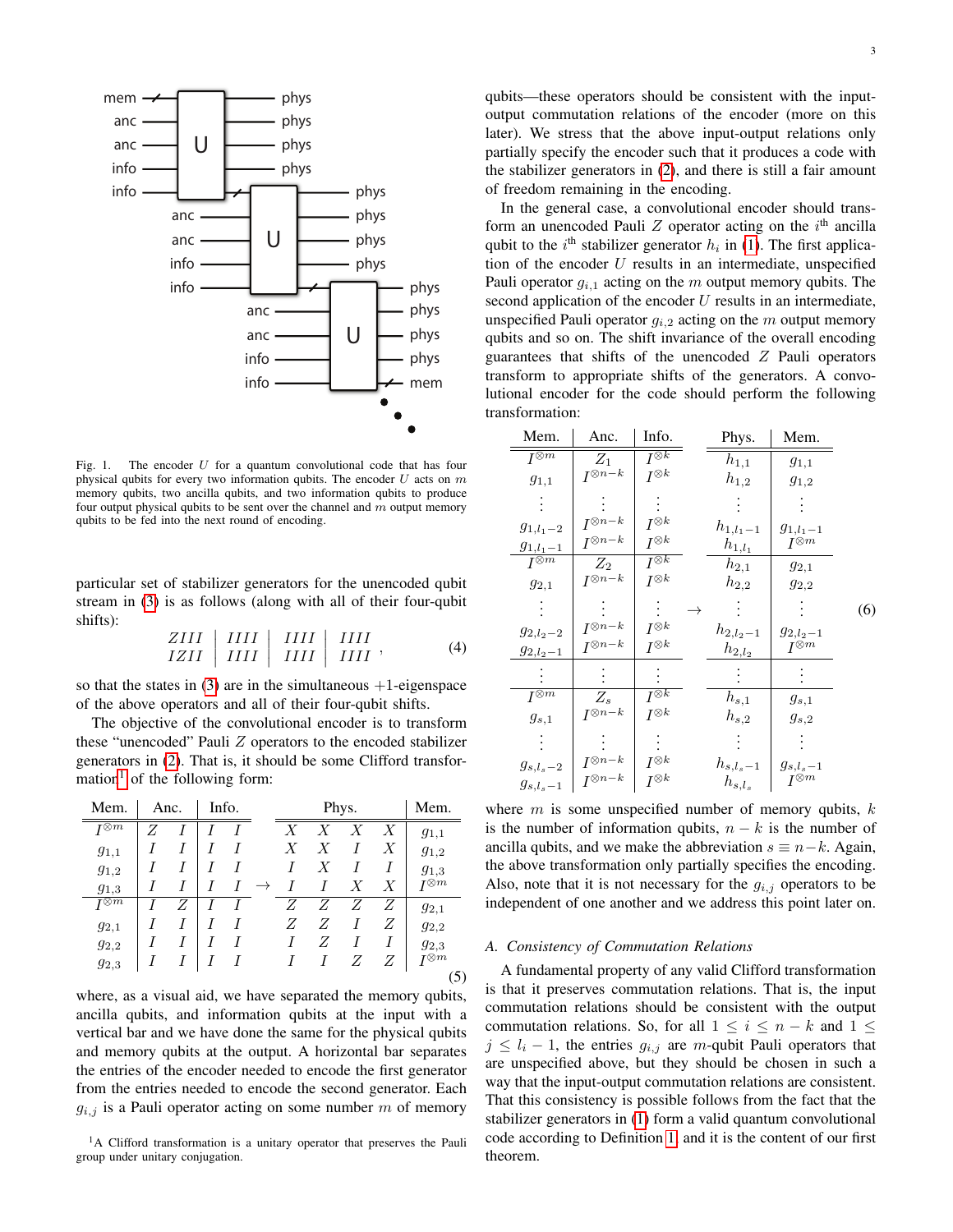Fig. 1. The encoder $U$ for a quantum convolutional code that has four physical qubits for every two information qubits. The encoder $U$ acts on $m$ memory qubits, two ancilla qubits, and two information qubits to produce four output physical qubits to be sent over the channel and $m$ output memory qubits to be fed into the next round of encoding.

particular set of stabilizer generators for the unencoded qubit stream in (3) is as follows (along with all of their four-qubit shifts):

$$
\begin{array}{c|c|c|c}
ZIII & IIII & IIII & IIII \\
IZII & IIII & IIII & IIII
\end{array}, \tag{4}
$$

so that the states in (3) are in the simultaneous $+1$-eigenspace of the above operators and all of their four-qubit shifts.

The objective of the convolutional encoder is to transform these "unencoded" Pauli $Z$ operators to the encoded stabilizer generators in (2). That is, it should be some Clifford transformation[1] of the following form:

$$
\begin{array}{c|cc|cc}
\text{Mem.} & \text{Anc.} & & \text{Info.} & \\
\hline
I^{\otimes m} & Z & I & I & I \\
g_{1,1} & I & I & I & I \\
g_{1,2} & I & I & I & I \\
g_{1,3} & I & I & I & I \\
\hline
I^{\otimes m} & I & Z & I & I \\
g_{2,1} & I & I & I & I \\
g_{2,2} & I & I & I & I \\
g_{2,3} & I & I & I & I
\end{array}
\rightarrow
\begin{array}{cccc|c}
\text{Phys.} & & & & \text{Mem.} \\
\hline
X & X & X & X & g_{1,1} \\
X & X & I & X & g_{1,2} \\
I & X & I & I & g_{1,3} \\
I & I & X & X & I^{\otimes m} \\
\hline
Z & Z & Z & Z & g_{2,1} \\
Z & Z & I & Z & g_{2,2} \\
I & Z & I & I & g_{2,3} \\
I & I & Z & Z & I^{\otimes m}
\end{array} \tag{5}
$$

where, as a visual aid, we have separated the memory qubits, ancilla qubits, and information qubits at the input with a vertical bar and we have done the same for the physical qubits and memory qubits at the output. A horizontal bar separates the entries of the encoder needed to encode the first generator from the entries needed to encode the second generator. Each $g_{i,j}$ is a Pauli operator acting on some number $m$ of memory qubits—these operators should be consistent with the input-output commutation relations of the encoder (more on this later). We stress that the above input-output relations only partially specify the encoder such that it produces a code with the stabilizer generators in (2), and there is still a fair amount of freedom remaining in the encoding.

In the general case, a convolutional encoder should transform an unencoded Pauli $Z$ operator acting on the $i^{\text{th}}$ ancilla qubit to the $i^{\text{th}}$ stabilizer generator $h_i$ in (1). The first application of the encoder $U$ results in an intermediate, unspecified Pauli operator $g_{i,1}$ acting on the $m$ output memory qubits. The second application of the encoder $U$ results in an intermediate, unspecified Pauli operator $g_{i,2}$ acting on the $m$ output memory qubits and so on. The shift invariance of the overall encoding guarantees that shifts of the unencoded $Z$ Pauli operators transform to appropriate shifts of the generators. A convolutional encoder for the code should perform the following transformation:

$$
\begin{array}{c|c|c}
\text{Mem.} & \text{Anc.} & \text{Info.} \\
\hline
I^{\otimes m} & Z_1 & I^{\otimes k} \\
g_{1,1} & I^{\otimes n-k} & I^{\otimes k} \\
\vdots & \vdots & \vdots \\
g_{1,l_1-2} & I^{\otimes n-k} & I^{\otimes k} \\
g_{1,l_1-1} & I^{\otimes n-k} & I^{\otimes k} \\
\hline
I^{\otimes m} & Z_2 & I^{\otimes k} \\
g_{2,1} & I^{\otimes n-k} & I^{\otimes k} \\
\vdots & \vdots & \vdots \\
g_{2,l_2-2} & I^{\otimes n-k} & I^{\otimes k} \\
g_{2,l_2-1} & I^{\otimes n-k} & I^{\otimes k} \\
\hline
\vdots & \vdots & \vdots \\
\hline
I^{\otimes m} & Z_s & I^{\otimes k} \\
g_{s,1} & I^{\otimes n-k} & I^{\otimes k} \\
\vdots & \vdots & \vdots \\
g_{s,l_s-2} & I^{\otimes n-k} & I^{\otimes k} \\
g_{s,l_s-1} & I^{\otimes n-k} & I^{\otimes k}
\end{array}
\rightarrow
\begin{array}{c|c}
\text{Phys.} & \text{Mem.} \\
\hline
h_{1,1} & g_{1,1} \\
h_{1,2} & g_{1,2} \\
\vdots & \vdots \\
h_{1,l_1-1} & g_{1,l_1-1} \\
h_{1,l_1} & I^{\otimes m} \\
\hline
h_{2,1} & g_{2,1} \\
h_{2,2} & g_{2,2} \\
\vdots & \vdots \\
h_{2,l_2-1} & g_{2,l_2-1} \\
h_{2,l_2} & I^{\otimes m} \\
\hline
\vdots & \vdots \\
\hline
h_{s,1} & g_{s,1} \\
h_{s,2} & g_{s,2} \\
\vdots & \vdots \\
h_{s,l_s-1} & g_{s,l_s-1} \\
h_{s,l_s} & I^{\otimes m}
\end{array} \tag{6}
$$

where $m$ is some unspecified number of memory qubits, $k$ is the number of information qubits, $n-k$ is the number of ancilla qubits, and we make the abbreviation $s \equiv n-k$. Again, the above transformation only partially specifies the encoding. Also, note that it is not necessary for the $g_{i,j}$ operators to be independent of one another and we address this point later on.

### A. Consistency of Commutation Relations

A fundamental property of any valid Clifford transformation is that it preserves commutation relations. That is, the input commutation relations should be consistent with the output commutation relations. So, for all $1 \leq i \leq n-k$ and $1 \leq j \leq l_i - 1$, the entries $g_{i,j}$ are $m$-qubit Pauli operators that are unspecified above, but they should be chosen in such a way that the input-output commutation relations are consistent. That this consistency is possible follows from the fact that the stabilizer generators in (1) form a valid quantum convolutional code according to Definition 1 and it is the content of our first theorem.

[1] A Clifford transformation is a unitary operator that preserves the Pauli group under unitary conjugation.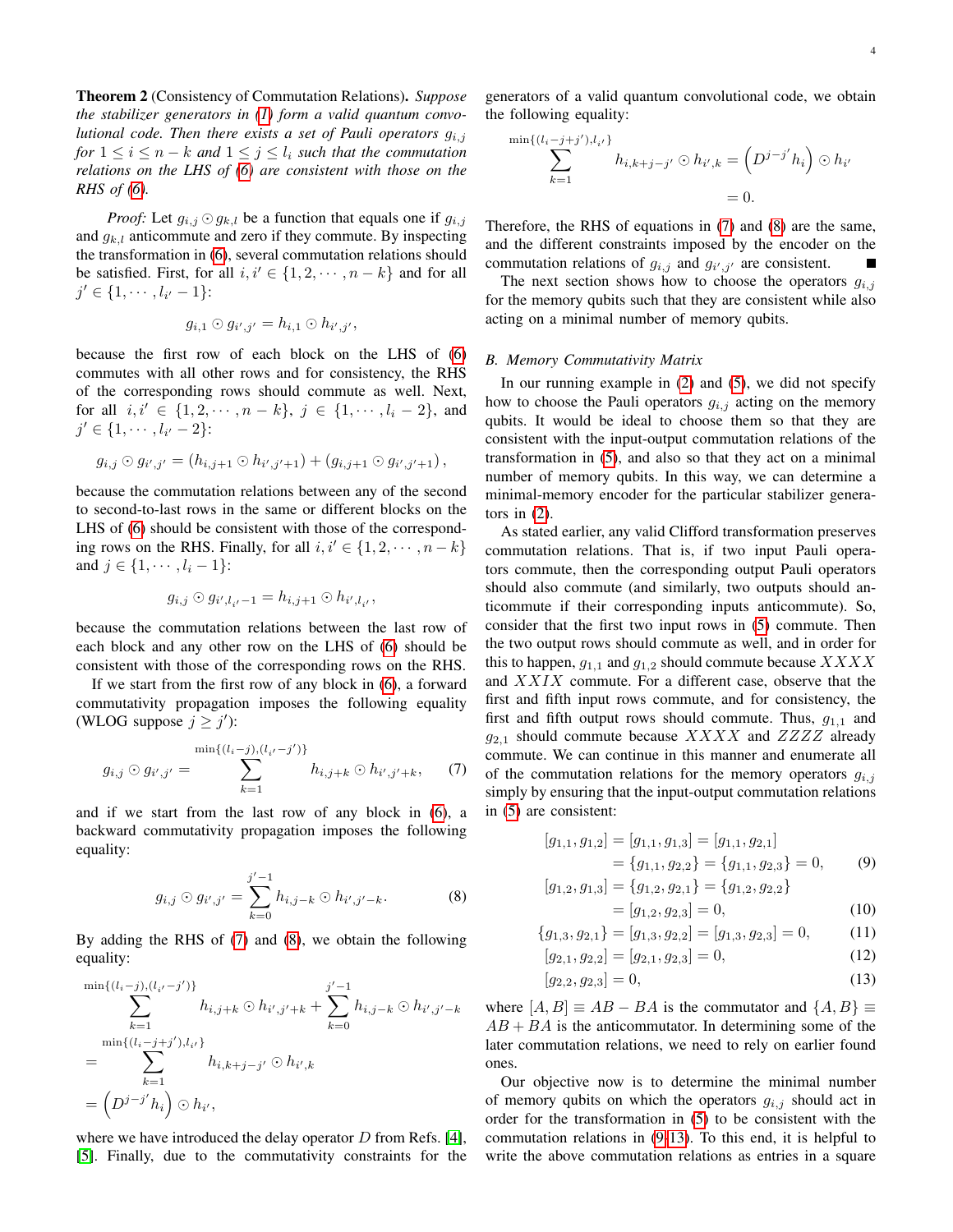**Theorem 2** (Consistency of Commutation Relations). *Suppose the stabilizer generators in (1) form a valid quantum convolutional code. Then there exists a set of Pauli operators $g_{i,j}$ for $1 \leq i \leq n-k$ and $1 \leq j \leq l_i$ such that the commutation relations on the LHS of (6) are consistent with those on the RHS of (6).*

*Proof:* Let $g_{i,j} \odot g_{k,l}$ be a function that equals one if $g_{i,j}$ and $g_{k,l}$ anticommute and zero if they commute. By inspecting the transformation in (6), several commutation relations should be satisfied. First, for all $i, i' \in \{1, 2, \cdots, n-k\}$ and for all $j' \in \{1, \cdots, l_{i'} - 1\}$:

$$g_{i,1} \odot g_{i',j'} = h_{i,1} \odot h_{i',j'},$$

because the first row of each block on the LHS of (6) commutes with all other rows and for consistency, the RHS of the corresponding rows should commute as well. Next, for all $i, i' \in \{1, 2, \cdots, n-k\}$, $j \in \{1, \cdots, l_i - 2\}$, and $j' \in \{1, \cdots, l_{i'} - 2\}$:

$$g_{i,j} \odot g_{i',j'} = (h_{i,j+1} \odot h_{i',j'+1}) + (g_{i,j+1} \odot g_{i',j'+1}),$$

because the commutation relations between any of the second to second-to-last rows in the same or different blocks on the LHS of (6) should be consistent with those of the corresponding rows on the RHS. Finally, for all $i, i' \in \{1, 2, \cdots, n-k\}$ and $j \in \{1, \cdots, l_i - 1\}$:

$$g_{i,j} \odot g_{i',l_{i'}-1} = h_{i,j+1} \odot h_{i',l_{i'}},$$

because the commutation relations between the last row of each block and any other row on the LHS of (6) should be consistent with those of the corresponding rows on the RHS.

If we start from the first row of any block in (6), a forward commutativity propagation imposes the following equality (WLOG suppose $j \geq j'$):

$$g_{i,j} \odot g_{i',j'} = \sum_{k=1}^{\min\{(l_i - j),(l_{i'} - j')\}} h_{i,j+k} \odot h_{i',j'+k}, \tag{7}$$

and if we start from the last row of any block in (6), a backward commutativity propagation imposes the following equality:

$$g_{i,j} \odot g_{i',j'} = \sum_{k=0}^{j'-1} h_{i,j-k} \odot h_{i',j'-k}. \tag{8}$$

By adding the RHS of (7) and (8), we obtain the following equality:

$$\begin{aligned}
&\sum_{k=1}^{\min\{(l_i-j),(l_{i'}-j')\}} h_{i,j+k} \odot h_{i',j'+k} + \sum_{k=0}^{j'-1} h_{i,j-k} \odot h_{i',j'-k} \\
&= \sum_{k=1}^{\min\{(l_i-j+j'),l_{i'}\}} h_{i,k+j-j'} \odot h_{i',k} \\
&= \left(D^{j-j'} h_i\right) \odot h_{i'},
\end{aligned}$$

where we have introduced the delay operator $D$ from Refs. [4], [5]. Finally, due to the commutativity constraints for the generators of a valid quantum convolutional code, we obtain the following equality:

$$\begin{aligned}
\sum_{k=1}^{\min\{(l_i-j+j'),l_{i'}\}} h_{i,k+j-j'} \odot h_{i',k} &= \left(D^{j-j'} h_i\right) \odot h_{i'} \\
&= 0.
\end{aligned}$$

Therefore, the RHS of equations in (7) and (8) are the same, and the different constraints imposed by the encoder on the commutation relations of $g_{i,j}$ and $g_{i',j'}$ are consistent. ■

The next section shows how to choose the operators $g_{i,j}$ for the memory qubits such that they are consistent while also acting on a minimal number of memory qubits.

## B. Memory Commutativity Matrix

In our running example in (2) and (5), we did not specify how to choose the Pauli operators $g_{i,j}$ acting on the memory qubits. It would be ideal to choose them so that they are consistent with the input-output commutation relations of the transformation in (5), and also so that they act on a minimal number of memory qubits. In this way, we can determine a minimal-memory encoder for the particular stabilizer generators in (2).

As stated earlier, any valid Clifford transformation preserves commutation relations. That is, if two input Pauli operators commute, then the corresponding output Pauli operators should also commute (and similarly, two outputs should anticommute if their corresponding inputs anticommute). So, consider that the first two input rows in (5) commute. Then the two output rows should commute as well, and in order for this to happen, $g_{1,1}$ and $g_{1,2}$ should commute because $XXXX$ and $XXIX$ commute. For a different case, observe that the first and fifth input rows commute, and for consistency, the first and fifth output rows should commute. Thus, $g_{1,1}$ and $g_{2,1}$ should commute because $XXXX$ and $ZZZZ$ already commute. We can continue in this manner and enumerate all of the commutation relations for the memory operators $g_{i,j}$ simply by ensuring that the input-output commutation relations in (5) are consistent:

$$\begin{aligned}
[g_{1,1}, g_{1,2}] &= [g_{1,1}, g_{1,3}] = [g_{1,1}, g_{2,1}] \\
&= \{g_{1,1}, g_{2,2}\} = \{g_{1,1}, g_{2,3}\} = 0, &(9)\\
[g_{1,2}, g_{1,3}] &= \{g_{1,2}, g_{2,1}\} = \{g_{1,2}, g_{2,2}\} \\
&= [g_{1,2}, g_{2,3}] = 0, &(10)\\
\{g_{1,3}, g_{2,1}\} &= [g_{1,3}, g_{2,2}] = [g_{1,3}, g_{2,3}] = 0, &(11)\\
[g_{2,1}, g_{2,2}] &= [g_{2,1}, g_{2,3}] = 0, &(12)\\
[g_{2,2}, g_{2,3}] &= 0, &(13)
\end{aligned}$$

where $[A, B] \equiv AB - BA$ is the commutator and $\{A, B\} \equiv AB + BA$ is the anticommutator. In determining some of the later commutation relations, we need to rely on earlier found ones.

Our objective now is to determine the minimal number of memory qubits on which the operators $g_{i,j}$ should act in order for the transformation in (5) to be consistent with the commutation relations in (9-13). To this end, it is helpful to write the above commutation relations as entries in a square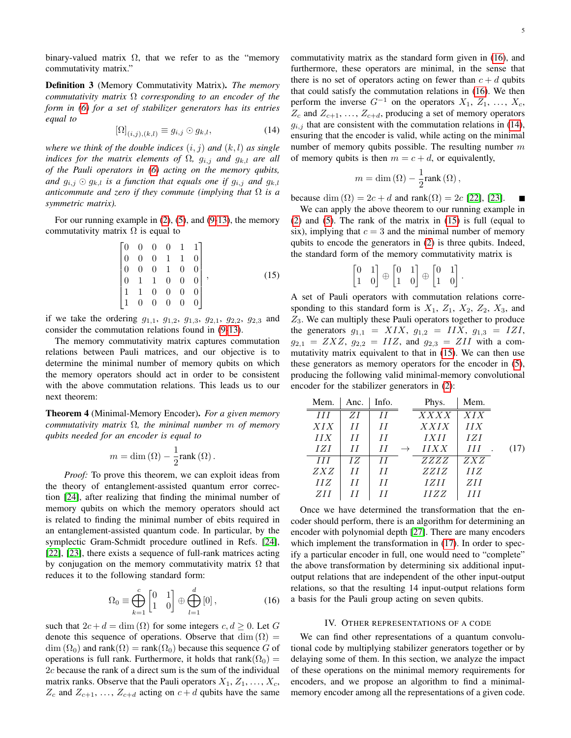binary-valued matrix $\Omega$, that we refer to as the "memory commutativity matrix."

**Definition 3** (Memory Commutativity Matrix). *The memory commutativity matrix $\Omega$ corresponding to an encoder of the form in (6) for a set of stabilizer generators has its entries equal to*

$$[\Omega]_{(i,j),(k,l)} \equiv g_{i,j} \odot g_{k,l}, \tag{14}$$

*where we think of the double indices $(i,j)$ and $(k,l)$ as single indices for the matrix elements of $\Omega$, $g_{i,j}$ and $g_{k,l}$ are all of the Pauli operators in (6) acting on the memory qubits, and $g_{i,j} \odot g_{k,l}$ is a function that equals one if $g_{i,j}$ and $g_{k,l}$ anticommute and zero if they commute (implying that $\Omega$ is a symmetric matrix).*

For our running example in (2), (5), and (9-13), the memory commutativity matrix $\Omega$ is equal to

$$\begin{bmatrix} 0 & 0 & 0 & 0 & 1 & 1 \\ 0 & 0 & 0 & 1 & 1 & 0 \\ 0 & 0 & 0 & 1 & 0 & 0 \\ 0 & 1 & 1 & 0 & 0 & 0 \\ 1 & 1 & 0 & 0 & 0 & 0 \\ 1 & 0 & 0 & 0 & 0 & 0 \end{bmatrix}, \tag{15}$$

if we take the ordering $g_{1,1}$, $g_{1,2}$, $g_{1,3}$, $g_{2,1}$, $g_{2,2}$, $g_{2,3}$ and consider the commutation relations found in (9-13).

The memory commutativity matrix captures commutation relations between Pauli matrices, and our objective is to determine the minimal number of memory qubits on which the memory operators should act in order to be consistent with the above commutation relations. This leads us to our next theorem:

**Theorem 4** (Minimal-Memory Encoder). *For a given memory commutativity matrix $\Omega$, the minimal number $m$ of memory qubits needed for an encoder is equal to*

$$m = \dim(\Omega) - \frac{1}{2}\text{rank}(\Omega).$$

*Proof:* To prove this theorem, we can exploit ideas from the theory of entanglement-assisted quantum error correction [24], after realizing that finding the minimal number of memory qubits on which the memory operators should act is related to finding the minimal number of ebits required in an entanglement-assisted quantum code. In particular, by the symplectic Gram-Schmidt procedure outlined in Refs. [24], [22], [23], there exists a sequence of full-rank matrices acting by conjugation on the memory commutativity matrix $\Omega$ that reduces it to the following standard form:

$$\Omega_0 \equiv \bigoplus_{k=1}^{c} \begin{bmatrix} 0 & 1 \\ 1 & 0 \end{bmatrix} \oplus \bigoplus_{l=1}^{d} [0], \tag{16}$$

such that $2c + d = \dim(\Omega)$ for some integers $c, d \geq 0$. Let $G$ denote this sequence of operations. Observe that $\dim(\Omega) = \dim(\Omega_0)$ and $\text{rank}(\Omega) = \text{rank}(\Omega_0)$ because this sequence $G$ of operations is full rank. Furthermore, it holds that $\text{rank}(\Omega_0) = 2c$ because the rank of a direct sum is the sum of the individual matrix ranks. Observe that the Pauli operators $X_1, Z_1, \ldots, X_c, Z_c$ and $Z_{c+1}, \ldots, Z_{c+d}$ acting on $c+d$ qubits have the same commutativity matrix as the standard form given in (16), and furthermore, these operators are minimal, in the sense that there is no set of operators acting on fewer than $c+d$ qubits that could satisfy the commutation relations in (16). We then perform the inverse $G^{-1}$ on the operators $X_1$, $Z_1$, $\ldots$, $X_c$, $Z_c$ and $Z_{c+1}$, $\ldots$, $Z_{c+d}$, producing a set of memory operators $g_{i,j}$ that are consistent with the commutation relations in (14), ensuring that the encoder is valid, while acting on the minimal number of memory qubits possible. The resulting number $m$ of memory qubits is then $m = c + d$, or equivalently,

$$m = \dim(\Omega) - \frac{1}{2}\text{rank}(\Omega),$$

because $\dim(\Omega) = 2c + d$ and $\text{rank}(\Omega) = 2c$ [22], [23]. ∎

We can apply the above theorem to our running example in (2) and (5). The rank of the matrix in (15) is full (equal to six), implying that $c = 3$ and the minimal number of memory qubits to encode the generators in (2) is three qubits. Indeed, the standard form of the memory commutativity matrix is

$$\begin{bmatrix} 0 & 1 \\ 1 & 0 \end{bmatrix} \oplus \begin{bmatrix} 0 & 1 \\ 1 & 0 \end{bmatrix} \oplus \begin{bmatrix} 0 & 1 \\ 1 & 0 \end{bmatrix}.$$

A set of Pauli operators with commutation relations corresponding to this standard form is $X_1$, $Z_1$, $X_2$, $Z_2$, $X_3$, and $Z_3$. We can multiply these Pauli operators together to produce the generators $g_{1,1} = XIX$, $g_{1,2} = IIX$, $g_{1,3} = IZI$, $g_{2,1} = ZXZ$, $g_{2,2} = IIZ$, and $g_{2,3} = ZII$ with a commutativity matrix equivalent to that in (15). We can then use these generators as memory operators for the encoder in (5), producing the following valid minimal-memory convolutional encoder for the stabilizer generators in (2):

| Mem. | Anc. | Info. | | Phys. | Mem. |
|---|---|---|---|---|---|
| $III$ | $ZI$ | $II$ | | $XXXX$ | $XIX$ |
| $XIX$ | $II$ | $II$ | | $XXIX$ | $IIX$ |
| $IIX$ | $II$ | $II$ | | $IXII$ | $IZI$ |
| $IZI$ | $II$ | $II$ | $\rightarrow$ | $IIXX$ | $III$ |
| $III$ | $IZ$ | $II$ | | $ZZZZ$ | $ZXZ$ |
| $ZXZ$ | $II$ | $II$ | | $ZZIZ$ | $IIZ$ |
| $IIZ$ | $II$ | $II$ | | $IZII$ | $ZII$ |
| $ZII$ | $II$ | $II$ | | $IIZZ$ | $III$ |

(17)

Once we have determined the transformation that the encoder should perform, there is an algorithm for determining an encoder with polynomial depth [27]. There are many encoders which implement the transformation in (17). In order to specify a particular encoder in full, one would need to "complete" the above transformation by determining six additional input-output relations that are independent of the other input-output relations, so that the resulting 14 input-output relations form a basis for the Pauli group acting on seven qubits.

## IV. Other representations of a code

We can find other representations of a quantum convolutional code by multiplying stabilizer generators together or by delaying some of them. In this section, we analyze the impact of these operations on the minimal memory requirements for encoders, and we propose an algorithm to find a minimal-memory encoder among all the representations of a given code.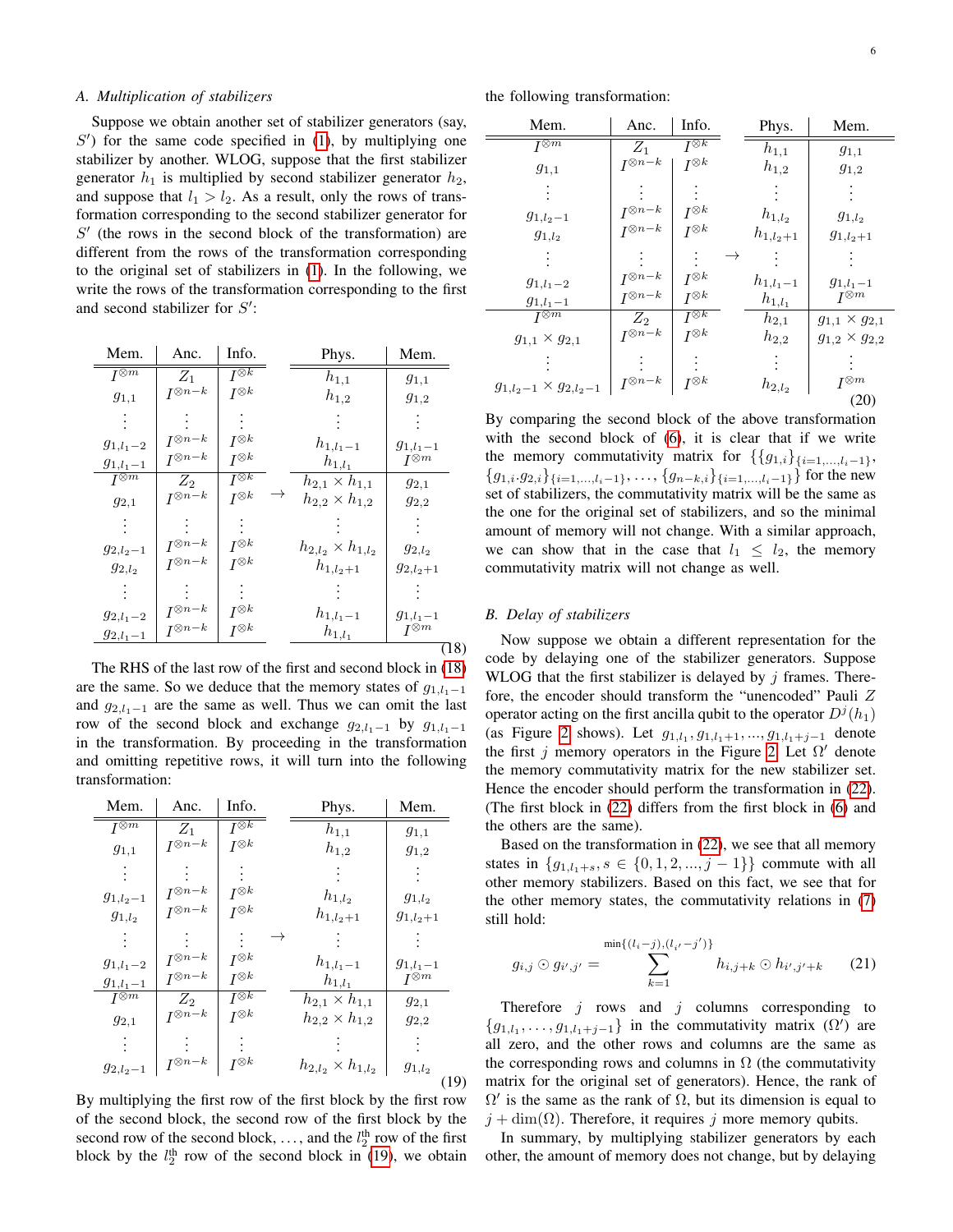## A. Multiplication of stabilizers

Suppose we obtain another set of stabilizer generators (say, $S'$) for the same code specified in (1), by multiplying one stabilizer by another. WLOG, suppose that the first stabilizer generator $h_1$ is multiplied by second stabilizer generator $h_2$, and suppose that $l_1 > l_2$. As a result, only the rows of transformation corresponding to the second stabilizer generator for $S'$ (the rows in the second block of the transformation) are different from the rows of the transformation corresponding to the original set of stabilizers in (1). In the following, we write the rows of the transformation corresponding to the first and second stabilizer for $S'$:

| Mem. | Anc. | Info. | | Phys. | Mem. |
|---|---|---|---|---|---|
| $I^{\otimes m}$ | $Z_1$ | $I^{\otimes k}$ | | $h_{1,1}$ | $g_{1,1}$ |
| $g_{1,1}$ | $I^{\otimes n-k}$ | $I^{\otimes k}$ | | $h_{1,2}$ | $g_{1,2}$ |
| $\vdots$ | $\vdots$ | $\vdots$ | | $\vdots$ | $\vdots$ |
| $g_{1,l_1-2}$ | $I^{\otimes n-k}$ | $I^{\otimes k}$ | | $h_{1,l_1-1}$ | $g_{1,l_1-1}$ |
| $g_{1,l_1-1}$ | $I^{\otimes n-k}$ | $I^{\otimes k}$ | | $h_{1,l_1}$ | $I^{\otimes m}$ |
| $I^{\otimes m}$ | $Z_2$ | $I^{\otimes k}$ | | $h_{2,1}\times h_{1,1}$ | $g_{2,1}$ |
| $g_{2,1}$ | $I^{\otimes n-k}$ | $I^{\otimes k}$ | $\rightarrow$ | $h_{2,2}\times h_{1,2}$ | $g_{2,2}$ |
| $\vdots$ | $\vdots$ | $\vdots$ | | $\vdots$ | $\vdots$ |
| $g_{2,l_2-1}$ | $I^{\otimes n-k}$ | $I^{\otimes k}$ | | $h_{2,l_2}\times h_{1,l_2}$ | $g_{2,l_2}$ |
| $g_{2,l_2}$ | $I^{\otimes n-k}$ | $I^{\otimes k}$ | | $h_{1,l_2+1}$ | $g_{2,l_2+1}$ |
| $\vdots$ | $\vdots$ | $\vdots$ | | $\vdots$ | $\vdots$ |
| $g_{2,l_1-2}$ | $I^{\otimes n-k}$ | $I^{\otimes k}$ | | $h_{1,l_1-1}$ | $g_{1,l_1-1}$ |
| $g_{2,l_1-1}$ | $I^{\otimes n-k}$ | $I^{\otimes k}$ | | $h_{1,l_1}$ | $I^{\otimes m}$ |

(18)

The RHS of the last row of the first and second block in (18) are the same. So we deduce that the memory states of $g_{1,l_1-1}$ and $g_{2,l_1-1}$ are the same as well. Thus we can omit the last row of the second block and exchange $g_{2,l_1-1}$ by $g_{1,l_1-1}$ in the transformation. By proceeding in the transformation and omitting repetitive rows, it will turn into the following transformation:

| Mem. | Anc. | Info. | | Phys. | Mem. |
|---|---|---|---|---|---|
| $I^{\otimes m}$ | $Z_1$ | $I^{\otimes k}$ | | $h_{1,1}$ | $g_{1,1}$ |
| $g_{1,1}$ | $I^{\otimes n-k}$ | $I^{\otimes k}$ | | $h_{1,2}$ | $g_{1,2}$ |
| $\vdots$ | $\vdots$ | $\vdots$ | | $\vdots$ | $\vdots$ |
| $g_{1,l_2-1}$ | $I^{\otimes n-k}$ | $I^{\otimes k}$ | | $h_{1,l_2}$ | $g_{1,l_2}$ |
| $g_{1,l_2}$ | $I^{\otimes n-k}$ | $I^{\otimes k}$ | | $h_{1,l_2+1}$ | $g_{1,l_2+1}$ |
| $\vdots$ | $\vdots$ | $\vdots$ | $\rightarrow$ | $\vdots$ | $\vdots$ |
| $g_{1,l_1-2}$ | $I^{\otimes n-k}$ | $I^{\otimes k}$ | | $h_{1,l_1-1}$ | $g_{1,l_1-1}$ |
| $g_{1,l_1-1}$ | $I^{\otimes n-k}$ | $I^{\otimes k}$ | | $h_{1,l_1}$ | $I^{\otimes m}$ |
| $I^{\otimes m}$ | $Z_2$ | $I^{\otimes k}$ | | $h_{2,1}\times h_{1,1}$ | $g_{2,1}$ |
| $g_{2,1}$ | $I^{\otimes n-k}$ | $I^{\otimes k}$ | | $h_{2,2}\times h_{1,2}$ | $g_{2,2}$ |
| $\vdots$ | $\vdots$ | $\vdots$ | | $\vdots$ | $\vdots$ |
| $g_{2,l_2-1}$ | $I^{\otimes n-k}$ | $I^{\otimes k}$ | | $h_{2,l_2}\times h_{1,l_2}$ | $g_{1,l_2}$ |

(19)

By multiplying the first row of the first block by the first row of the second block, the second row of the first block by the second row of the second block, ..., and the $l_2^{\text{th}}$ row of the first block by the $l_2^{\text{th}}$ row of the second block in (19), we obtain the following transformation:

| Mem. | Anc. | Info. | | Phys. | Mem. |
|---|---|---|---|---|---|
| $I^{\otimes m}$ | $Z_1$ | $I^{\otimes k}$ | | $h_{1,1}$ | $g_{1,1}$ |
| $g_{1,1}$ | $I^{\otimes n-k}$ | $I^{\otimes k}$ | | $h_{1,2}$ | $g_{1,2}$ |
| $\vdots$ | $\vdots$ | $\vdots$ | | $\vdots$ | $\vdots$ |
| $g_{1,l_2-1}$ | $I^{\otimes n-k}$ | $I^{\otimes k}$ | | $h_{1,l_2}$ | $g_{1,l_2}$ |
| $g_{1,l_2}$ | $I^{\otimes n-k}$ | $I^{\otimes k}$ | | $h_{1,l_2+1}$ | $g_{1,l_2+1}$ |
| $\vdots$ | $\vdots$ | $\vdots$ | $\rightarrow$ | $\vdots$ | $\vdots$ |
| $g_{1,l_1-2}$ | $I^{\otimes n-k}$ | $I^{\otimes k}$ | | $h_{1,l_1-1}$ | $g_{1,l_1-1}$ |
| $g_{1,l_1-1}$ | $I^{\otimes n-k}$ | $I^{\otimes k}$ | | $h_{1,l_1}$ | $I^{\otimes m}$ |
| $I^{\otimes m}$ | $Z_2$ | $I^{\otimes k}$ | | $h_{2,1}$ | $g_{1,1}\times g_{2,1}$ |
| $g_{1,1}\times g_{2,1}$ | $I^{\otimes n-k}$ | $I^{\otimes k}$ | | $h_{2,2}$ | $g_{1,2}\times g_{2,2}$ |
| $\vdots$ | $\vdots$ | $\vdots$ | | $\vdots$ | $\vdots$ |
| $g_{1,l_2-1}\times g_{2,l_2-1}$ | $I^{\otimes n-k}$ | $I^{\otimes k}$ | | $h_{2,l_2}$ | $I^{\otimes m}$ |

(20)

By comparing the second block of the above transformation with the second block of (6), it is clear that if we write the memory commutativity matrix for $\{\{g_{1,i}\}_{\{i=1,\ldots,l_i-1\}}, \{g_{1,i}.g_{2,i}\}_{\{i=1,\ldots,l_i-1\}},\ldots,\{g_{n-k,i}\}_{\{i=1,\ldots,l_i-1\}}\}$ for the new set of stabilizers, the commutativity matrix will be the same as the one for the original set of stabilizers, and so the minimal amount of memory will not change. With a similar approach, we can show that in the case that $l_1 \le l_2$, the memory commutativity matrix will not change as well.

## B. Delay of stabilizers

Now suppose we obtain a different representation for the code by delaying one of the stabilizer generators. Suppose WLOG that the first stabilizer is delayed by $j$ frames. Therefore, the encoder should transform the "unencoded" Pauli $Z$ operator acting on the first ancilla qubit to the operator $D^j(h_1)$ (as Figure 2 shows). Let $g_{1,l_1}, g_{1,l_1+1}, ..., g_{1,l_1+j-1}$ denote the first $j$ memory operators in the Figure 2. Let $\Omega'$ denote the memory commutativity matrix for the new stabilizer set. Hence the encoder should perform the transformation in (22). (The first block in (22) differs from the first block in (6) and the others are the same).

Based on the transformation in (22), we see that all memory states in $\{g_{1,l_1+s}, s \in \{0,1,2,...,j-1\}\}$ commute with all other memory stabilizers. Based on this fact, we see that for the other memory states, the commutativity relations in (7) still hold:

$$g_{i,j} \odot g_{i',j'} = \sum_{k=1}^{\min\{(l_i-j),(l_{i'}-j')\}} h_{i,j+k} \odot h_{i',j'+k} \qquad (21)$$

Therefore $j$ rows and $j$ columns corresponding to $\{g_{1,l_1},\ldots,g_{1,l_1+j-1}\}$ in the commutativity matrix ($\Omega'$) are all zero, and the other rows and columns are the same as the corresponding rows and columns in $\Omega$ (the commutativity matrix for the original set of generators). Hence, the rank of $\Omega'$ is the same as the rank of $\Omega$, but its dimension is equal to $j + \dim(\Omega)$. Therefore, it requires $j$ more memory qubits.

In summary, by multiplying stabilizer generators by each other, the amount of memory does not change, but by delaying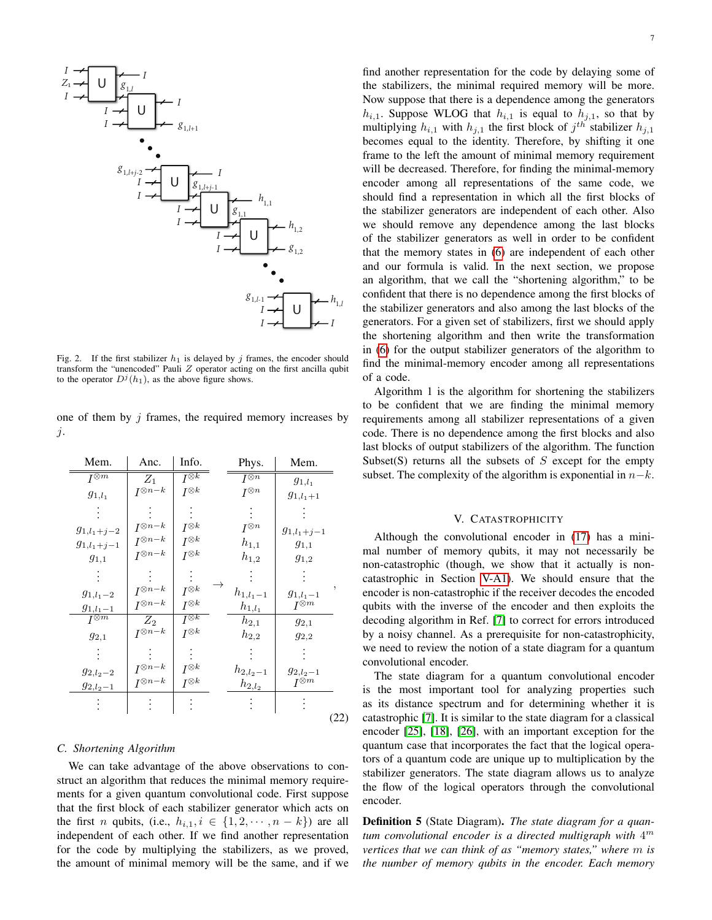Fig. 2. If the first stabilizer $h_1$ is delayed by $j$ frames, the encoder should transform the "unencoded" Pauli $Z$ operator acting on the first ancilla qubit to the operator $D^j(h_1)$, as the above figure shows.

one of them by $j$ frames, the required memory increases by $j$.

$$
\begin{array}{c|c|c}
\text{Mem.} & \text{Anc.} & \text{Info.} \\
\hline\hline
I^{\otimes m} & Z_1 & I^{\otimes k} \\
g_{1,l_1} & I^{\otimes n-k} & I^{\otimes k} \\
\vdots & \vdots & \vdots \\
g_{1,l_1+j-2} & I^{\otimes n-k} & I^{\otimes k} \\
g_{1,l_1+j-1} & I^{\otimes n-k} & I^{\otimes k} \\
g_{1,1} & I^{\otimes n-k} & I^{\otimes k} \\
\vdots & \vdots & \vdots \\
g_{1,l_1-2} & I^{\otimes n-k} & I^{\otimes k} \\
g_{1,l_1-1} & I^{\otimes n-k} & I^{\otimes k} \\
\hline
I^{\otimes m} & Z_2 & I^{\otimes k} \\
g_{2,1} & I^{\otimes n-k} & I^{\otimes k} \\
\vdots & \vdots & \vdots \\
g_{2,l_2-2} & I^{\otimes n-k} & I^{\otimes k} \\
g_{2,l_2-1} & I^{\otimes n-k} & I^{\otimes k} \\
\hline
\vdots & \vdots & \vdots
\end{array}
\rightarrow
\begin{array}{c|c}
\text{Phys.} & \text{Mem.} \\
\hline\hline
I^{\otimes n} & g_{1,l_1} \\
I^{\otimes n} & g_{1,l_1+1} \\
\vdots & \vdots \\
I^{\otimes n} & g_{1,l_1+j-1} \\
h_{1,1} & g_{1,1} \\
h_{1,2} & g_{1,2} \\
\vdots & \vdots \\
h_{1,l_1-1} & g_{1,l_1-1} \\
h_{1,l_1} & I^{\otimes m} \\
\hline
h_{2,1} & g_{2,1} \\
h_{2,2} & g_{2,2} \\
\vdots & \vdots \\
h_{2,l_2-1} & g_{2,l_2-1} \\
h_{2,l_2} & I^{\otimes m} \\
\hline
\vdots & \vdots
\end{array}
, \qquad (22)
$$

### C. Shortening Algorithm

We can take advantage of the above observations to construct an algorithm that reduces the minimal memory requirements for a given quantum convolutional code. First suppose that the first block of each stabilizer generator which acts on the first $n$ qubits, (i.e., $h_{i,1}, i \in \{1, 2, \cdots, n-k\}$) are all independent of each other. If we find another representation for the code by multiplying the stabilizers, as we proved, the amount of minimal memory will be the same, and if we find another representation for the code by delaying some of the stabilizers, the minimal required memory will be more. Now suppose that there is a dependence among the generators $h_{i,1}$. Suppose WLOG that $h_{i,1}$ is equal to $h_{j,1}$, so that by multiplying $h_{i,1}$ with $h_{j,1}$ the first block of $j^{th}$ stabilizer $h_{j,1}$ becomes equal to the identity. Therefore, by shifting it one frame to the left the amount of minimal memory requirement will be decreased. Therefore, for finding the minimal-memory encoder among all representations of the same code, we should find a representation in which all the first blocks of the stabilizer generators are independent of each other. Also we should remove any dependence among the last blocks of the stabilizer generators as well in order to be confident that the memory states in (6) are independent of each other and our formula is valid. In the next section, we propose an algorithm, that we call the "shortening algorithm," to be confident that there is no dependence among the first blocks of the stabilizer generators and also among the last blocks of the generators. For a given set of stabilizers, first we should apply the shortening algorithm and then write the transformation in (6) for the output stabilizer generators of the algorithm to find the minimal-memory encoder among all representations of a code.

Algorithm 1 is the algorithm for shortening the stabilizers to be confident that we are finding the minimal memory requirements among all stabilizer representations of a given code. There is no dependence among the first blocks and also last blocks of output stabilizers of the algorithm. The function Subset(S) returns all the subsets of $S$ except for the empty subset. The complexity of the algorithm is exponential in $n-k$.

## V. Catastrophicity

Although the convolutional encoder in (17) has a minimal number of memory qubits, it may not necessarily be non-catastrophic (though, we show that it actually is non-catastrophic in Section V-A1). We should ensure that the encoder is non-catastrophic if the receiver decodes the encoded qubits with the inverse of the encoder and then exploits the decoding algorithm in Ref. [7] to correct for errors introduced by a noisy channel. As a prerequisite for non-catastrophicity, we need to review the notion of a state diagram for a quantum convolutional encoder.

The state diagram for a quantum convolutional encoder is the most important tool for analyzing properties such as its distance spectrum and for determining whether it is catastrophic [7]. It is similar to the state diagram for a classical encoder [25], [18], [26], with an important exception for the quantum case that incorporates the fact that the logical operators of a quantum code are unique up to multiplication by the stabilizer generators. The state diagram allows us to analyze the flow of the logical operators through the convolutional encoder.

**Definition 5** (State Diagram). *The state diagram for a quantum convolutional encoder is a directed multigraph with $4^m$ vertices that we can think of as "memory states," where $m$ is the number of memory qubits in the encoder. Each memory*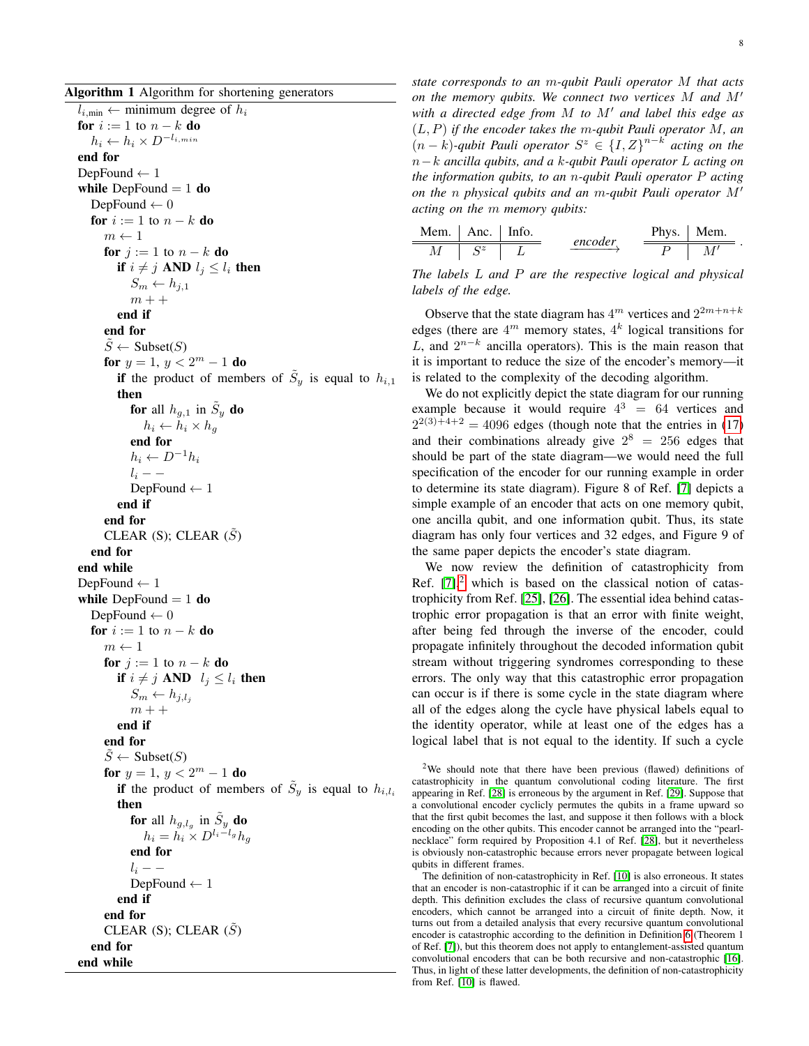**Algorithm 1** Algorithm for shortening generators

```
l_{i,min} ← minimum degree of h_i
for i := 1 to n − k do
    h_i ← h_i × D^{−l_{i,min}}
end for
DepFound ← 1
while DepFound = 1 do
    DepFound ← 0
    for i := 1 to n − k do
        m ← 1
        for j := 1 to n − k do
            if i ≠ j AND l_j ≤ l_i then
                S_m ← h_{j,1}
                m++
            end if
        end for
        S̃ ← Subset(S)
        for y = 1, y < 2^m − 1 do
            if the product of members of S̃_y is equal to h_{i,1} then
                for all h_{g,1} in S̃_y do
                    h_i ← h_i × h_g
                end for
                h_i ← D^{−1} h_i
                l_i − −
                DepFound ← 1
            end if
        end for
        CLEAR (S); CLEAR (S̃)
    end for
end while
DepFound ← 1
while DepFound = 1 do
    DepFound ← 0
    for i := 1 to n − k do
        m ← 1
        for j := 1 to n − k do
            if i ≠ j AND l_j ≤ l_i then
                S_m ← h_{j,l_j}
                m++
            end if
        end for
        S̃ ← Subset(S)
        for y = 1, y < 2^m − 1 do
            if the product of members of S̃_y is equal to h_{i,l_i} then
                for all h_{g,l_g} in S̃_y do
                    h_i = h_i × D^{l_i − l_g} h_g
                end for
                l_i − −
                DepFound ← 1
            end if
        end for
        CLEAR (S); CLEAR (S̃)
    end for
end while
```

*state corresponds to an $m$-qubit Pauli operator $M$ that acts on the memory qubits. We connect two vertices $M$ and $M'$ with a directed edge from $M$ to $M'$ and label this edge as $(L, P)$ if the encoder takes the $m$-qubit Pauli operator $M$, an $(n-k)$-qubit Pauli operator $S^z \in \{I, Z\}^{n-k}$ acting on the $n-k$ ancilla qubits, and a $k$-qubit Pauli operator $L$ acting on the information qubits, to an $n$-qubit Pauli operator $P$ acting on the $n$ physical qubits and an $m$-qubit Pauli operator $M'$ acting on the $m$ memory qubits:*

$$\begin{array}{c|c|c} \text{Mem.} & \text{Anc.} & \text{Info.} \\ \hline\hline M & S^z & L \end{array} \xrightarrow{encoder} \begin{array}{c|c} \text{Phys.} & \text{Mem.} \\ \hline\hline P & M' \end{array}.$$

*The labels $L$ and $P$ are the respective logical and physical labels of the edge.*

Observe that the state diagram has $4^m$ vertices and $2^{2m+n+k}$ edges (there are $4^m$ memory states, $4^k$ logical transitions for $L$, and $2^{n-k}$ ancilla operators). This is the main reason that it is important to reduce the size of the encoder's memory—it is related to the complexity of the decoding algorithm.

We do not explicitly depict the state diagram for our running example because it would require $4^3 = 64$ vertices and $2^{2(3)+4+2} = 4096$ edges (though note that the entries in (17) and their combinations already give $2^8 = 256$ edges that should be part of the state diagram—we would need the full specification of the encoder for our running example in order to determine its state diagram). Figure 8 of Ref. [7] depicts a simple example of an encoder that acts on one memory qubit, one ancilla qubit, and one information qubit. Thus, its state diagram has only four vertices and 32 edges, and Figure 9 of the same paper depicts the encoder's state diagram.

We now review the definition of catastrophicity from Ref. [7],[2] which is based on the classical notion of catastrophicity from Ref. [25], [26]. The essential idea behind catastrophic error propagation is that an error with finite weight, after being fed through the inverse of the encoder, could propagate infinitely throughout the decoded information qubit stream without triggering syndromes corresponding to these errors. The only way that this catastrophic error propagation can occur is if there is some cycle in the state diagram where all of the edges along the cycle have physical labels equal to the identity operator, while at least one of the edges has a logical label that is not equal to the identity. If such a cycle

[2] We should note that there have been previous (flawed) definitions of catastrophicity in the quantum convolutional coding literature. The first appearing in Ref. [28] is erroneous by the argument in Ref. [29]. Suppose that a convolutional encoder cyclicly permutes the qubits in a frame upward so that the first qubit becomes the last, and suppose it then follows with a block encoding on the other qubits. This encoder cannot be arranged into the "pearl-necklace" form required by Proposition 4.1 of Ref. [28], but it nevertheless is obviously non-catastrophic because errors never propagate between logical qubits in different frames.

The definition of non-catastrophicity in Ref. [10] is also erroneous. It states that an encoder is non-catastrophic if it can be arranged into a circuit of finite depth. This definition excludes the class of recursive quantum convolutional encoders, which cannot be arranged into a circuit of finite depth. Now, it turns out from a detailed analysis that every recursive quantum convolutional encoder is catastrophic according to the definition in Definition 6 (Theorem 1 of Ref. [7]), but this theorem does not apply to entanglement-assisted quantum convolutional encoders that can be both recursive and non-catastrophic [16]. Thus, in light of these latter developments, the definition of non-catastrophicity from Ref. [10] is flawed.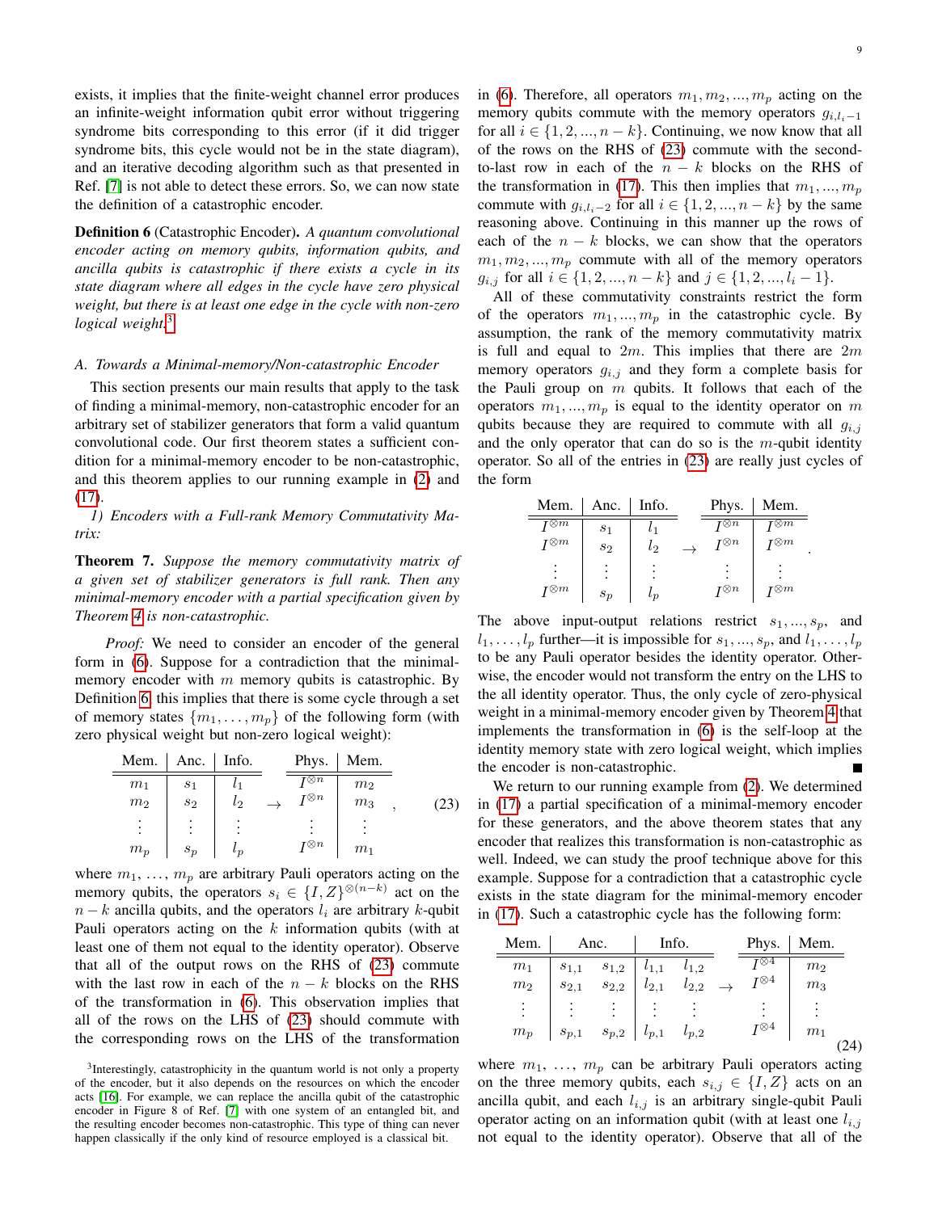exists, it implies that the finite-weight channel error produces an infinite-weight information qubit error without triggering syndrome bits corresponding to this error (if it did trigger syndrome bits, this cycle would not be in the state diagram), and an iterative decoding algorithm such as that presented in Ref. [7] is not able to detect these errors. So, we can now state the definition of a catastrophic encoder.

**Definition 6** (Catastrophic Encoder). *A quantum convolutional encoder acting on memory qubits, information qubits, and ancilla qubits is catastrophic if there exists a cycle in its state diagram where all edges in the cycle have zero physical weight, but there is at least one edge in the cycle with non-zero logical weight.*[3]

### *A. Towards a Minimal-memory/Non-catastrophic Encoder*

This section presents our main results that apply to the task of finding a minimal-memory, non-catastrophic encoder for an arbitrary set of stabilizer generators that form a valid quantum convolutional code. Our first theorem states a sufficient condition for a minimal-memory encoder to be non-catastrophic, and this theorem applies to our running example in (2) and (17).

#### *1) Encoders with a Full-rank Memory Commutativity Matrix:*

**Theorem 7.** *Suppose the memory commutativity matrix of a given set of stabilizer generators is full rank. Then any minimal-memory encoder with a partial specification given by Theorem 4 is non-catastrophic.*

*Proof:* We need to consider an encoder of the general form in (6). Suppose for a contradiction that the minimal-memory encoder with $m$ memory qubits is catastrophic. By Definition 6, this implies that there is some cycle through a set of memory states $\{m_1, \ldots, m_p\}$ of the following form (with zero physical weight but non-zero logical weight):

$$
\begin{array}{c|c|c}
\text{Mem.} & \text{Anc.} & \text{Info.} \\
\hline\hline
m_1 & s_1 & l_1 \\
m_2 & s_2 & l_2 \\
\vdots & \vdots & \vdots \\
m_p & s_p & l_p
\end{array}
\rightarrow
\begin{array}{c|c}
\text{Phys.} & \text{Mem.} \\
\hline\hline
I^{\otimes n} & m_2 \\
I^{\otimes n} & m_3 \\
\vdots & \vdots \\
I^{\otimes n} & m_1
\end{array}, \tag{23}
$$

where $m_1, \ldots, m_p$ are arbitrary Pauli operators acting on the memory qubits, the operators $s_i \in \{I, Z\}^{\otimes(n-k)}$ act on the $n-k$ ancilla qubits, and the operators $l_i$ are arbitrary $k$-qubit Pauli operators acting on the $k$ information qubits (with at least one of them not equal to the identity operator). Observe that all of the output rows on the RHS of (23) commute with the last row in each of the $n-k$ blocks on the RHS of the transformation in (6). This observation implies that all of the rows on the LHS of (23) should commute with the corresponding rows on the LHS of the transformation in (6). Therefore, all operators $m_1, m_2, ..., m_p$ acting on the memory qubits commute with the memory operators $g_{i,l_i-1}$ for all $i \in \{1, 2, ..., n-k\}$. Continuing, we now know that all of the rows on the RHS of (23) commute with the second-to-last row in each of the $n-k$ blocks on the RHS of the transformation in (17). This then implies that $m_1, ..., m_p$ commute with $g_{i,l_i-2}$ for all $i \in \{1, 2, ..., n-k\}$ by the same reasoning above. Continuing in this manner up the rows of each of the $n-k$ blocks, we can show that the operators $m_1, m_2, ..., m_p$ commute with all of the memory operators $g_{i,j}$ for all $i \in \{1, 2, ..., n-k\}$ and $j \in \{1, 2, ..., l_i - 1\}$.

All of these commutativity constraints restrict the form of the operators $m_1, \ldots, m_p$ in the catastrophic cycle. By assumption, the rank of the memory commutativity matrix is full and equal to $2m$. This implies that there are $2m$ memory operators $g_{i,j}$ and they form a complete basis for the Pauli group on $m$ qubits. It follows that each of the operators $m_1, \ldots, m_p$ is equal to the identity operator on $m$ qubits because they are required to commute with all $g_{i,j}$ and the only operator that can do so is the $m$-qubit identity operator. So all of the entries in (23) are really just cycles of the form

$$
\begin{array}{c|c|c}
\text{Mem.} & \text{Anc.} & \text{Info.} \\
\hline\hline
I^{\otimes m} & s_1 & l_1 \\
I^{\otimes m} & s_2 & l_2 \\
\vdots & \vdots & \vdots \\
I^{\otimes m} & s_p & l_p
\end{array}
\rightarrow
\begin{array}{c|c}
\text{Phys.} & \text{Mem.} \\
\hline\hline
I^{\otimes n} & I^{\otimes m} \\
I^{\otimes n} & I^{\otimes m} \\
\vdots & \vdots \\
I^{\otimes n} & I^{\otimes m}
\end{array}.
$$

The above input-output relations restrict $s_1, ..., s_p$, and $l_1, \ldots, l_p$ further—it is impossible for $s_1, ..., s_p$, and $l_1, \ldots, l_p$ to be any Pauli operator besides the identity operator. Otherwise, the encoder would not transform the entry on the LHS to the all identity operator. Thus, the only cycle of zero-physical weight in a minimal-memory encoder given by Theorem 4 that implements the transformation in (6) is the self-loop at the identity memory state with zero logical weight, which implies the encoder is non-catastrophic. ∎

We return to our running example from (2). We determined in (17) a partial specification of a minimal-memory encoder for these generators, and the above theorem states that any encoder that realizes this transformation is non-catastrophic as well. Indeed, we can study the proof technique above for this example. Suppose for a contradiction that a catastrophic cycle exists in the state diagram for the minimal-memory encoder in (17). Such a catastrophic cycle has the following form:

$$
\begin{array}{c|cc|cc}
\text{Mem.} & \text{Anc.} & & \text{Info.} & \\
\hline\hline
m_1 & s_{1,1} & s_{1,2} & l_{1,1} & l_{1,2} \\
m_2 & s_{2,1} & s_{2,2} & l_{2,1} & l_{2,2} \\
\vdots & \vdots & \vdots & \vdots & \vdots \\
m_p & s_{p,1} & s_{p,2} & l_{p,1} & l_{p,2}
\end{array}
\rightarrow
\begin{array}{c|c}
\text{Phys.} & \text{Mem.} \\
\hline\hline
I^{\otimes 4} & m_2 \\
I^{\otimes 4} & m_3 \\
\vdots & \vdots \\
I^{\otimes 4} & m_1
\end{array} \tag{24}
$$

where $m_1, \ldots, m_p$ can be arbitrary Pauli operators acting on the three memory qubits, each $s_{i,j} \in \{I, Z\}$ acts on an ancilla qubit, and each $l_{i,j}$ is an arbitrary single-qubit Pauli operator acting on an information qubit (with at least one $l_{i,j}$ not equal to the identity operator). Observe that all of the

[3]Interestingly, catastrophicity in the quantum world is not only a property of the encoder, but it also depends on the resources on which the encoder acts [16]. For example, we can replace the ancilla qubit of the catastrophic encoder in Figure 8 of Ref. [7] with one system of an entangled bit, and the resulting encoder becomes non-catastrophic. This type of thing can never happen classically if the only kind of resource employed is a classical bit.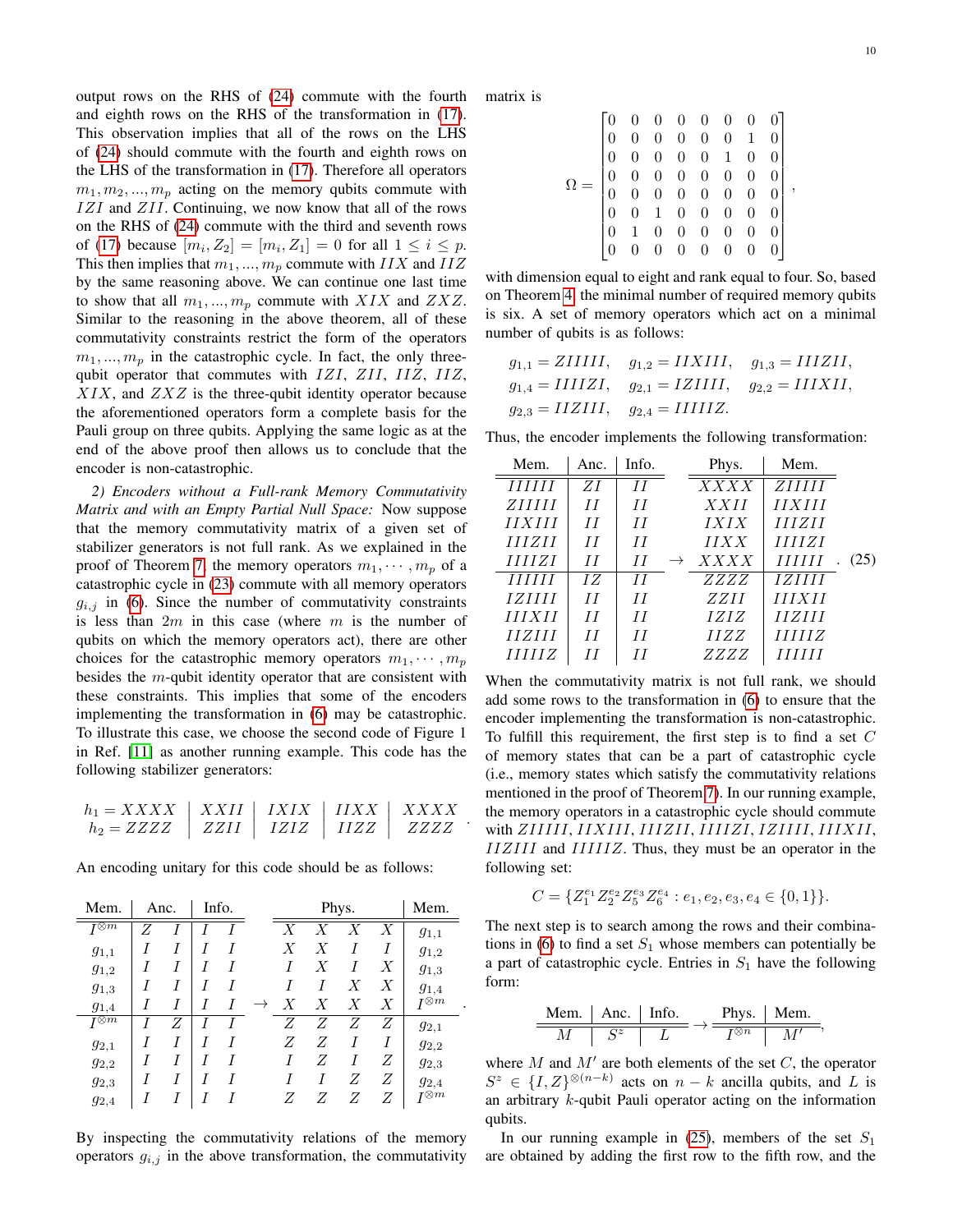output rows on the RHS of (24) commute with the fourth and eighth rows on the RHS of the transformation in (17). This observation implies that all of the rows on the LHS of (24) should commute with the fourth and eighth rows on the LHS of the transformation in (17). Therefore all operators $m_1, m_2, ..., m_p$ acting on the memory qubits commute with $IZI$ and $ZII$. Continuing, we now know that all of the rows on the RHS of (24) commute with the third and seventh rows of (17) because $[m_i, Z_2] = [m_i, Z_1] = 0$ for all $1 \leq i \leq p$. This then implies that $m_1, ..., m_p$ commute with $IIX$ and $IIZ$ by the same reasoning above. We can continue one last time to show that all $m_1, ..., m_p$ commute with $XIX$ and $ZXZ$. Similar to the reasoning in the above theorem, all of these commutativity constraints restrict the form of the operators $m_1, ..., m_p$ in the catastrophic cycle. In fact, the only three-qubit operator that commutes with $IZI$, $ZII$, $IIZ$, $IIZ$, $XIX$, and $ZXZ$ is the three-qubit identity operator because the aforementioned operators form a complete basis for the Pauli group on three qubits. Applying the same logic as at the end of the above proof then allows us to conclude that the encoder is non-catastrophic.

*2) Encoders without a Full-rank Memory Commutativity Matrix and with an Empty Partial Null Space:* Now suppose that the memory commutativity matrix of a given set of stabilizer generators is not full rank. As we explained in the proof of Theorem 7, the memory operators $m_1, \cdots, m_p$ of a catastrophic cycle in (23) commute with all memory operators $g_{i,j}$ in (6). Since the number of commutativity constraints is less than $2m$ in this case (where $m$ is the number of qubits on which the memory operators act), there are other choices for the catastrophic memory operators $m_1, \cdots, m_p$ besides the $m$-qubit identity operator that are consistent with these constraints. This implies that some of the encoders implementing the transformation in (6) may be catastrophic. To illustrate this case, we choose the second code of Figure 1 in Ref. [11] as another running example. This code has the following stabilizer generators:

$$
\begin{array}{l|l|l|l|l}
h_1 = XXXX & XXII & IXIX & IIXX & XXXX \\
h_2 = ZZZZ & ZZII & IZIZ & IIZZ & ZZZZ
\end{array}.
$$

An encoding unitary for this code should be as follows:

$$
\begin{array}{c|cc|cc c cccc|c}
\text{Mem.} & \text{Anc.} & & \text{Info.} & & & \text{Phys.} & & & & \text{Mem.} \\
\hline
I^{\otimes m} & Z & I & I & I & & X & X & X & X & g_{1,1} \\
g_{1,1} & I & I & I & I & & X & X & I & I & g_{1,2} \\
g_{1,2} & I & I & I & I & & I & X & I & X & g_{1,3} \\
g_{1,3} & I & I & I & I & & I & I & X & X & g_{1,4} \\
g_{1,4} & I & I & I & I & \rightarrow & X & X & X & X & I^{\otimes m} \\
\hline
I^{\otimes m} & I & Z & I & I & & Z & Z & Z & Z & g_{2,1} \\
g_{2,1} & I & I & I & I & & Z & Z & I & I & g_{2,2} \\
g_{2,2} & I & I & I & I & & I & Z & I & Z & g_{2,3} \\
g_{2,3} & I & I & I & I & & I & I & Z & Z & g_{2,4} \\
g_{2,4} & I & I & I & I & & Z & Z & Z & Z & I^{\otimes m}
\end{array}.
$$

By inspecting the commutativity relations of the memory operators $g_{i,j}$ in the above transformation, the commutativity matrix is

$$
\Omega = \begin{bmatrix}
0 & 0 & 0 & 0 & 0 & 0 & 0 & 0 \\
0 & 0 & 0 & 0 & 0 & 0 & 1 & 0 \\
0 & 0 & 0 & 0 & 0 & 1 & 0 & 0 \\
0 & 0 & 0 & 0 & 0 & 0 & 0 & 0 \\
0 & 0 & 0 & 0 & 0 & 0 & 0 & 0 \\
0 & 0 & 1 & 0 & 0 & 0 & 0 & 0 \\
0 & 1 & 0 & 0 & 0 & 0 & 0 & 0 \\
0 & 0 & 0 & 0 & 0 & 0 & 0 & 0
\end{bmatrix},
$$

with dimension equal to eight and rank equal to four. So, based on Theorem 4, the minimal number of required memory qubits is six. A set of memory operators which act on a minimal number of qubits is as follows:

$$
\begin{aligned}
&g_{1,1} = ZIIIII, \quad g_{1,2} = IIXIII, \quad g_{1,3} = IIIZII, \\
&g_{1,4} = IIIIZI, \quad g_{2,1} = IZIIII, \quad g_{2,2} = IIIXII, \\
&g_{2,3} = IIZIII, \quad g_{2,4} = IIIIIZ.
\end{aligned}
$$

Thus, the encoder implements the following transformation:

$$
\begin{array}{c|c|c c c|c}
\text{Mem.} & \text{Anc.} & \text{Info.} & & \text{Phys.} & \text{Mem.} \\
\hline
IIIIII & ZI & II & & XXXX & ZIIIII \\
ZIIIII & II & II & & XXII & IIXIII \\
IIXIII & II & II & & IXIX & IIIZII \\
IIIZII & II & II & & IIXX & IIIIZI \\
IIIIZI & II & II & \rightarrow & XXXX & IIIIII \\
\hline
IIIIII & IZ & II & & ZZZZ & IZIIII \\
IZIIII & II & II & & ZZII & IIIXII \\
IIIXII & II & II & & IZIZ & IIZIII \\
IIZIII & II & II & & IIZZ & IIIIIZ \\
IIIIIZ & II & II & & ZZZZ & IIIIII
\end{array}. \quad (25)
$$

When the commutativity matrix is not full rank, we should add some rows to the transformation in (6) to ensure that the encoder implementing the transformation is non-catastrophic. To fulfill this requirement, the first step is to find a set $C$ of memory states that can be a part of catastrophic cycle (i.e., memory states which satisfy the commutativity relations mentioned in the proof of Theorem 7). In our running example, the memory operators in a catastrophic cycle should commute with $ZIIIII$, $IIXIII$, $IIIZII$, $IIIIZI$, $IZIIII$, $IIIXII$, $IIZIII$ and $IIIIIZ$. Thus, they must be an operator in the following set:

$$
C = \{Z_1^{e_1} Z_2^{e_2} Z_5^{e_3} Z_6^{e_4} : e_1, e_2, e_3, e_4 \in \{0, 1\}\}.
$$

The next step is to search among the rows and their combinations in (6) to find a set $S_1$ whose members can potentially be a part of catastrophic cycle. Entries in $S_1$ have the following form:

$$
\begin{array}{c|c|c}
\text{Mem.} & \text{Anc.} & \text{Info.} \\
\hline
M & S^z & L
\end{array}
\rightarrow
\begin{array}{c|c}
\text{Phys.} & \text{Mem.} \\
\hline
I^{\otimes n} & M'
\end{array},
$$

where $M$ and $M'$ are both elements of the set $C$, the operator $S^z \in \{I, Z\}^{\otimes(n-k)}$ acts on $n-k$ ancilla qubits, and $L$ is an arbitrary $k$-qubit Pauli operator acting on the information qubits.

In our running example in (25), members of the set $S_1$ are obtained by adding the first row to the fifth row, and the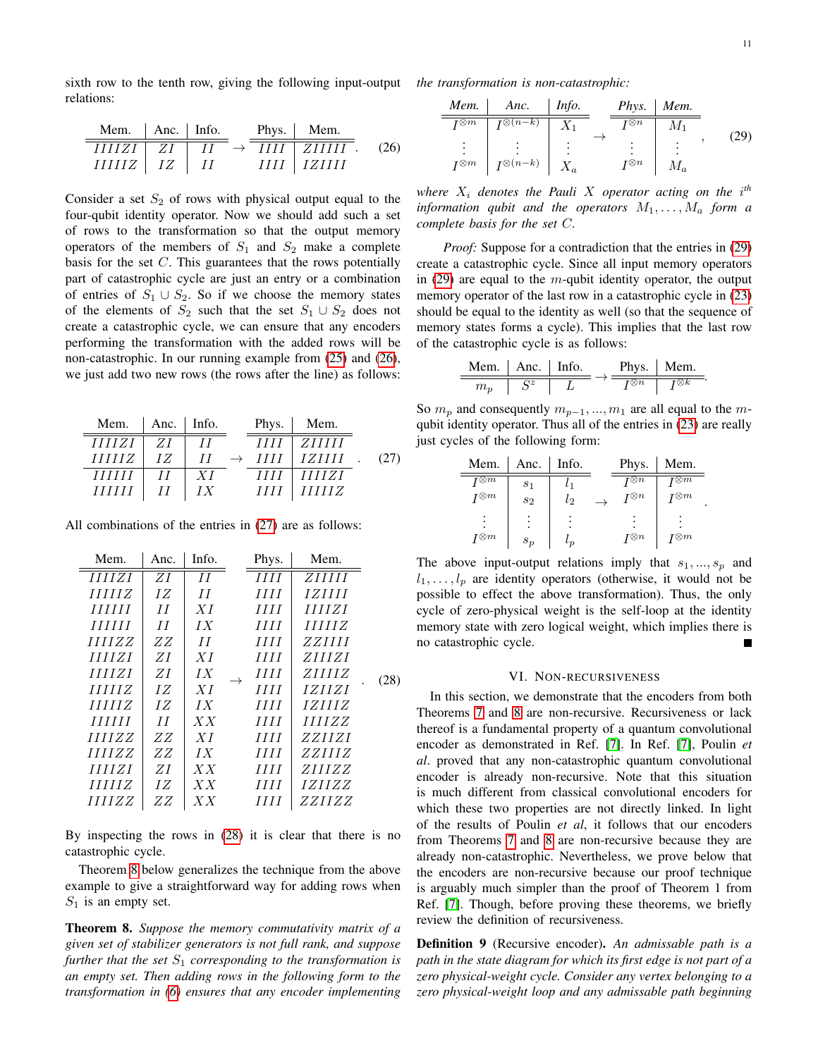sixth row to the tenth row, giving the following input-output relations:

$$
\begin{array}{c|c|c}
\text{Mem.} & \text{Anc.} & \text{Info.} \\
\hline
IIIIZI & ZI & II \\
IIIIIZ & IZ & II
\end{array}
\rightarrow
\begin{array}{c|c}
\text{Phys.} & \text{Mem.} \\
\hline
IIII & ZIIIII \\
IIII & IZIIII
\end{array}. \quad (26)
$$

Consider a set $S_2$ of rows with physical output equal to the four-qubit identity operator. Now we should add such a set of rows to the transformation so that the output memory operators of the members of $S_1$ and $S_2$ make a complete basis for the set $C$. This guarantees that the rows potentially part of catastrophic cycle are just an entry or a combination of entries of $S_1 \cup S_2$. So if we choose the memory states of the elements of $S_2$ such that the set $S_1 \cup S_2$ does not create a catastrophic cycle, we can ensure that any encoders performing the transformation with the added rows will be non-catastrophic. In our running example from (25) and (26), we just add two new rows (the rows after the line) as follows:

$$
\begin{array}{c|c|c}
\text{Mem.} & \text{Anc.} & \text{Info.} \\
\hline
IIIIZI & ZI & II \\
IIIIIZ & IZ & II \\
\hline
IIIIII & II & XI \\
IIIIII & II & IX
\end{array}
\rightarrow
\begin{array}{c|c}
\text{Phys.} & \text{Mem.} \\
\hline
IIII & ZIIIII \\
IIII & IZIIII \\
\hline
IIII & IIIIZI \\
IIII & IIIIIZ
\end{array}. \quad (27)
$$

All combinations of the entries in (27) are as follows:

$$
\begin{array}{c|c|c}
\text{Mem.} & \text{Anc.} & \text{Info.} \\
\hline
IIIIZI & ZI & II \\
IIIIIZ & IZ & II \\
IIIIII & II & XI \\
IIIIII & II & IX \\
IIIIZZ & ZZ & II \\
IIIIZI & ZI & XI \\
IIIIZI & ZI & IX \\
IIIIIZ & IZ & XI \\
IIIIIZ & IZ & IX \\
IIIIII & II & XX \\
IIIIZZ & ZZ & XI \\
IIIIZZ & ZZ & IX \\
IIIIZI & ZI & XX \\
IIIIIZ & IZ & XX \\
IIIIZZ & ZZ & XX
\end{array}
\rightarrow
\begin{array}{c|c}
\text{Phys.} & \text{Mem.} \\
\hline
IIII & ZIIIII \\
IIII & IZIIII \\
IIII & IIIIZI \\
IIII & IIIIIZ \\
IIII & ZZIIII \\
IIII & ZIIIZI \\
IIII & ZIIIIZ \\
IIII & IZIIZI \\
IIII & IZIIIZ \\
IIII & IIIIZZ \\
IIII & ZZIIZI \\
IIII & ZZIIIZ \\
IIII & ZIIIZZ \\
IIII & IZIIZZ \\
IIII & ZZIIZZ
\end{array}. \quad (28)
$$

By inspecting the rows in (28) it is clear that there is no catastrophic cycle.

Theorem 8 below generalizes the technique from the above example to give a straightforward way for adding rows when $S_1$ is an empty set.

**Theorem 8.** *Suppose the memory commutativity matrix of a given set of stabilizer generators is not full rank, and suppose further that the set $S_1$ corresponding to the transformation is an empty set. Then adding rows in the following form to the transformation in (6) ensures that any encoder implementing the transformation is non-catastrophic:*

$$
\begin{array}{c|c|c}
\textit{Mem.} & \textit{Anc.} & \textit{Info.} \\
\hline
I^{\otimes m} & I^{\otimes(n-k)} & X_1 \\
\vdots & \vdots & \vdots \\
I^{\otimes m} & I^{\otimes(n-k)} & X_a
\end{array}
\rightarrow
\begin{array}{c|c}
\textit{Phys.} & \textit{Mem.} \\
\hline
I^{\otimes n} & M_1 \\
\vdots & \vdots \\
I^{\otimes n} & M_a
\end{array}, \quad (29)
$$

*where $X_i$ denotes the Pauli $X$ operator acting on the $i^{th}$ information qubit and the operators $M_1, \ldots, M_a$ form a complete basis for the set $C$.*

*Proof:* Suppose for a contradiction that the entries in (29) create a catastrophic cycle. Since all input memory operators in (29) are equal to the $m$-qubit identity operator, the output memory operator of the last row in a catastrophic cycle in (23) should be equal to the identity as well (so that the sequence of memory states forms a cycle). This implies that the last row of the catastrophic cycle is as follows:

$$
\begin{array}{c|c|c}
\text{Mem.} & \text{Anc.} & \text{Info.} \\
\hline
m_p & S^z & L
\end{array}
\rightarrow
\begin{array}{c|c}
\text{Phys.} & \text{Mem.} \\
\hline
I^{\otimes n} & I^{\otimes k}
\end{array}.
$$

So $m_p$ and consequently $m_{p-1}, \ldots, m_1$ are all equal to the $m$-qubit identity operator. Thus all of the entries in (23) are really just cycles of the following form:

$$
\begin{array}{c|c|c}
\text{Mem.} & \text{Anc.} & \text{Info.} \\
\hline
I^{\otimes m} & s_1 & l_1 \\
I^{\otimes m} & s_2 & l_2 \\
\vdots & \vdots & \vdots \\
I^{\otimes m} & s_p & l_p
\end{array}
\rightarrow
\begin{array}{c|c}
\text{Phys.} & \text{Mem.} \\
\hline
I^{\otimes n} & I^{\otimes m} \\
I^{\otimes n} & I^{\otimes m} \\
\vdots & \vdots \\
I^{\otimes n} & I^{\otimes m}
\end{array}.
$$

The above input-output relations imply that $s_1, \ldots, s_p$ and $l_1, \ldots, l_p$ are identity operators (otherwise, it would not be possible to effect the above transformation). Thus, the only cycle of zero-physical weight is the self-loop at the identity memory state with zero logical weight, which implies there is no catastrophic cycle. ■

## VI. Non-recursiveness

In this section, we demonstrate that the encoders from both Theorems 7 and 8 are non-recursive. Recursiveness or lack thereof is a fundamental property of a quantum convolutional encoder as demonstrated in Ref. [7]. In Ref. [7], Poulin *et al*. proved that any non-catastrophic quantum convolutional encoder is already non-recursive. Note that this situation is much different from classical convolutional encoders for which these two properties are not directly linked. In light of the results of Poulin *et al*, it follows that our encoders from Theorems 7 and 8 are non-recursive because they are already non-catastrophic. Nevertheless, we prove below that the encoders are non-recursive because our proof technique is arguably much simpler than the proof of Theorem 1 from Ref. [7]. Though, before proving these theorems, we briefly review the definition of recursiveness.

**Definition 9** (Recursive encoder). *An admissable path is a path in the state diagram for which its first edge is not part of a zero physical-weight cycle. Consider any vertex belonging to a zero physical-weight loop and any admissable path beginning*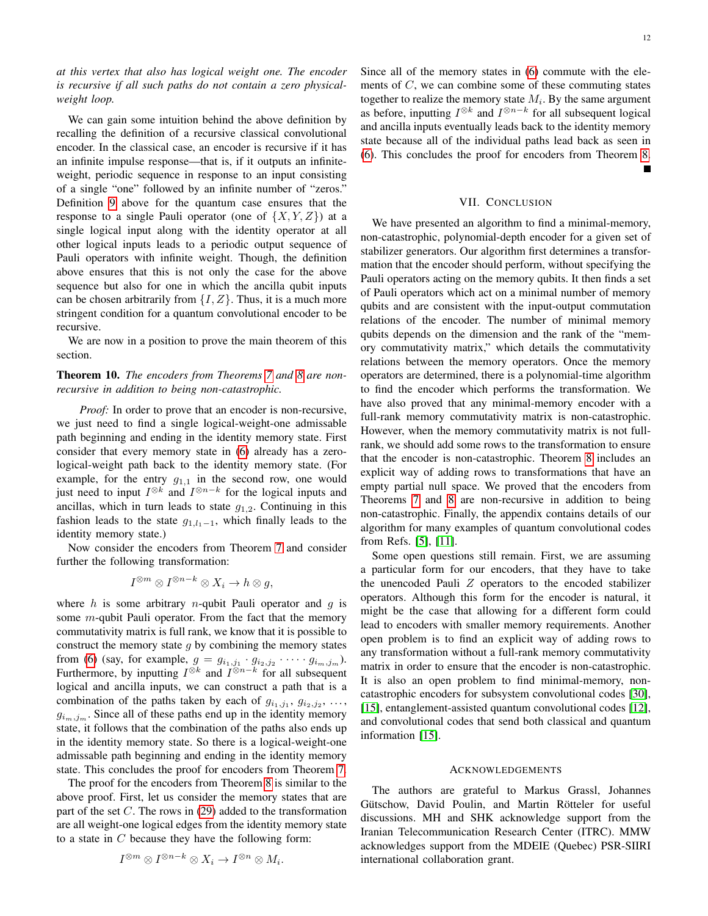*at this vertex that also has logical weight one. The encoder is recursive if all such paths do not contain a zero physical-weight loop.*

We can gain some intuition behind the above definition by recalling the definition of a recursive classical convolutional encoder. In the classical case, an encoder is recursive if it has an infinite impulse response—that is, if it outputs an infinite-weight, periodic sequence in response to an input consisting of a single "one" followed by an infinite number of "zeros." Definition 9 above for the quantum case ensures that the response to a single Pauli operator (one of $\{X, Y, Z\}$) at a single logical input along with the identity operator at all other logical inputs leads to a periodic output sequence of Pauli operators with infinite weight. Though, the definition above ensures that this is not only the case for the above sequence but also for one in which the ancilla qubit inputs can be chosen arbitrarily from $\{I, Z\}$. Thus, it is a much more stringent condition for a quantum convolutional encoder to be recursive.

We are now in a position to prove the main theorem of this section.

**Theorem 10.** *The encoders from Theorems 7 and 8 are non-recursive in addition to being non-catastrophic.*

*Proof:* In order to prove that an encoder is non-recursive, we just need to find a single logical-weight-one admissable path beginning and ending in the identity memory state. First consider that every memory state in (6) already has a zero-logical-weight path back to the identity memory state. (For example, for the entry $g_{1,1}$ in the second row, one would just need to input $I^{\otimes k}$ and $I^{\otimes n-k}$ for the logical inputs and ancillas, which in turn leads to state $g_{1,2}$. Continuing in this fashion leads to the state $g_{1,l_1-1}$, which finally leads to the identity memory state.)

Now consider the encoders from Theorem 7 and consider further the following transformation:

$$I^{\otimes m} \otimes I^{\otimes n-k} \otimes X_i \rightarrow h \otimes g,$$

where $h$ is some arbitrary $n$-qubit Pauli operator and $g$ is some $m$-qubit Pauli operator. From the fact that the memory commutativity matrix is full rank, we know that it is possible to construct the memory state $g$ by combining the memory states from (6) (say, for example, $g = g_{i_1,j_1} \cdot g_{i_2,j_2} \cdot \dots \cdot g_{i_m,j_m}$). Furthermore, by inputting $I^{\otimes k}$ and $I^{\otimes n-k}$ for all subsequent logical and ancilla inputs, we can construct a path that is a combination of the paths taken by each of $g_{i_1,j_1}$, $g_{i_2,j_2}$, $\dots$, $g_{i_m,j_m}$. Since all of these paths end up in the identity memory state, it follows that the combination of the paths also ends up in the identity memory state. So there is a logical-weight-one admissable path beginning and ending in the identity memory state. This concludes the proof for encoders from Theorem 7.

The proof for the encoders from Theorem 8 is similar to the above proof. First, let us consider the memory states that are part of the set $C$. The rows in (29) added to the transformation are all weight-one logical edges from the identity memory state to a state in $C$ because they have the following form:

$$I^{\otimes m} \otimes I^{\otimes n-k} \otimes X_i \rightarrow I^{\otimes n} \otimes M_i.$$

Since all of the memory states in (6) commute with the elements of $C$, we can combine some of these commuting states together to realize the memory state $M_i$. By the same argument as before, inputting $I^{\otimes k}$ and $I^{\otimes n-k}$ for all subsequent logical and ancilla inputs eventually leads back to the identity memory state because all of the individual paths lead back as seen in (6). This concludes the proof for encoders from Theorem 8. ∎

## VII. Conclusion

We have presented an algorithm to find a minimal-memory, non-catastrophic, polynomial-depth encoder for a given set of stabilizer generators. Our algorithm first determines a transformation that the encoder should perform, without specifying the Pauli operators acting on the memory qubits. It then finds a set of Pauli operators which act on a minimal number of memory qubits and are consistent with the input-output commutation relations of the encoder. The number of minimal memory qubits depends on the dimension and the rank of the "memory commutativity matrix," which details the commutativity relations between the memory operators. Once the memory operators are determined, there is a polynomial-time algorithm to find the encoder which performs the transformation. We have also proved that any minimal-memory encoder with a full-rank memory commutativity matrix is non-catastrophic. However, when the memory commutativity matrix is not full-rank, we should add some rows to the transformation to ensure that the encoder is non-catastrophic. Theorem 8 includes an explicit way of adding rows to transformations that have an empty partial null space. We proved that the encoders from Theorems 7 and 8 are non-recursive in addition to being non-catastrophic. Finally, the appendix contains details of our algorithm for many examples of quantum convolutional codes from Refs. [5], [11].

Some open questions still remain. First, we are assuming a particular form for our encoders, that they have to take the unencoded Pauli $Z$ operators to the encoded stabilizer operators. Although this form for the encoder is natural, it might be the case that allowing for a different form could lead to encoders with smaller memory requirements. Another open problem is to find an explicit way of adding rows to any transformation without a full-rank memory commutativity matrix in order to ensure that the encoder is non-catastrophic. It is also an open problem to find minimal-memory, non-catastrophic encoders for subsystem convolutional codes [30], [15], entanglement-assisted quantum convolutional codes [12], and convolutional codes that send both classical and quantum information [15].

## Acknowledgements

The authors are grateful to Markus Grassl, Johannes Gütschow, David Poulin, and Martin Rötteler for useful discussions. MH and SHK acknowledge support from the Iranian Telecommunication Research Center (ITRC). MMW acknowledges support from the MDEIE (Quebec) PSR-SIIRI international collaboration grant.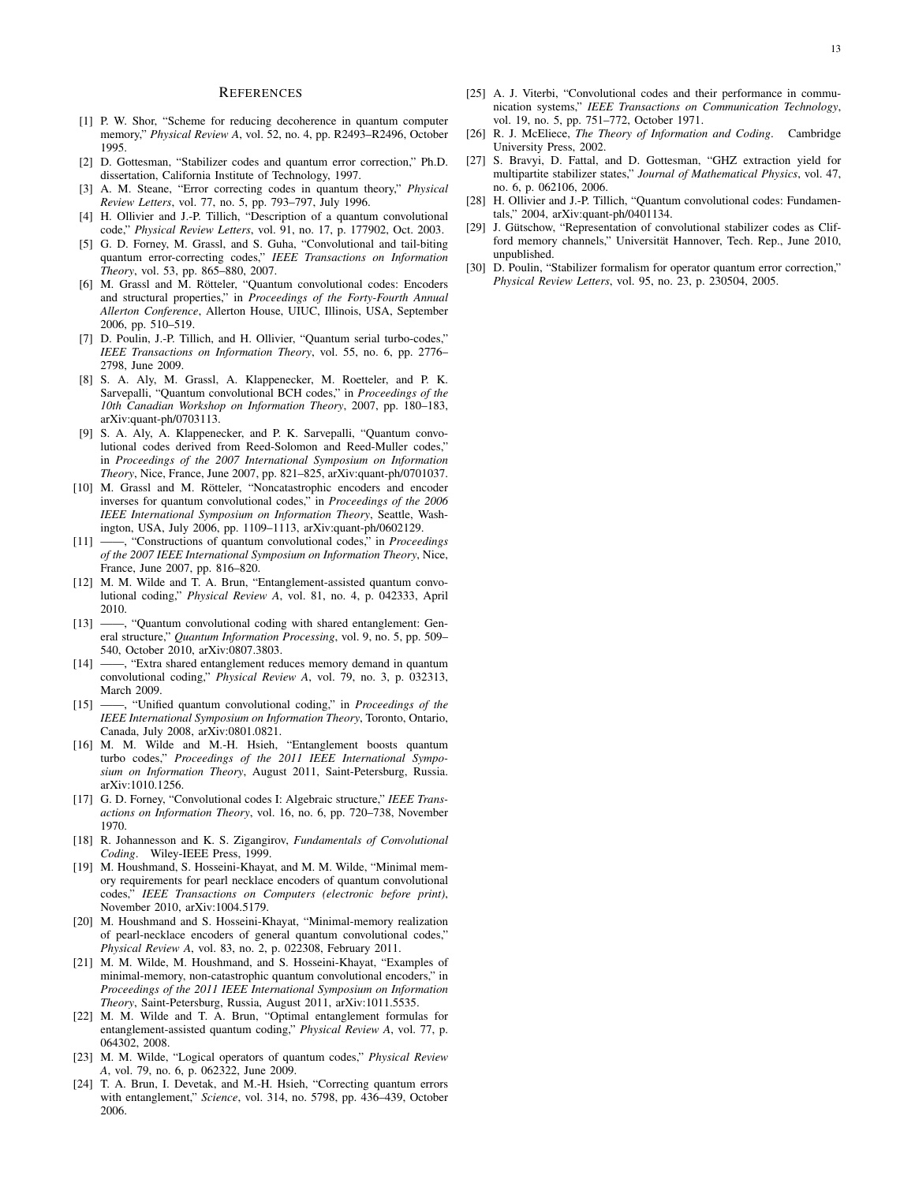## References

[1] P. W. Shor, "Scheme for reducing decoherence in quantum computer memory," *Physical Review A*, vol. 52, no. 4, pp. R2493–R2496, October 1995.

[2] D. Gottesman, "Stabilizer codes and quantum error correction," Ph.D. dissertation, California Institute of Technology, 1997.

[3] A. M. Steane, "Error correcting codes in quantum theory," *Physical Review Letters*, vol. 77, no. 5, pp. 793–797, July 1996.

[4] H. Ollivier and J.-P. Tillich, "Description of a quantum convolutional code," *Physical Review Letters*, vol. 91, no. 17, p. 177902, Oct. 2003.

[5] G. D. Forney, M. Grassl, and S. Guha, "Convolutional and tail-biting quantum error-correcting codes," *IEEE Transactions on Information Theory*, vol. 53, pp. 865–880, 2007.

[6] M. Grassl and M. Rötteler, "Quantum convolutional codes: Encoders and structural properties," in *Proceedings of the Forty-Fourth Annual Allerton Conference*, Allerton House, UIUC, Illinois, USA, September 2006, pp. 510–519.

[7] D. Poulin, J.-P. Tillich, and H. Ollivier, "Quantum serial turbo-codes," *IEEE Transactions on Information Theory*, vol. 55, no. 6, pp. 2776–2798, June 2009.

[8] S. A. Aly, M. Grassl, A. Klappenecker, M. Roetteler, and P. K. Sarvepalli, "Quantum convolutional BCH codes," in *Proceedings of the 10th Canadian Workshop on Information Theory*, 2007, pp. 180–183, arXiv:quant-ph/0703113.

[9] S. A. Aly, A. Klappenecker, and P. K. Sarvepalli, "Quantum convolutional codes derived from Reed-Solomon and Reed-Muller codes," in *Proceedings of the 2007 International Symposium on Information Theory*, Nice, France, June 2007, pp. 821–825, arXiv:quant-ph/0701037.

[10] M. Grassl and M. Rötteler, "Noncatastrophic encoders and encoder inverses for quantum convolutional codes," in *Proceedings of the 2006 IEEE International Symposium on Information Theory*, Seattle, Washington, USA, July 2006, pp. 1109–1113, arXiv:quant-ph/0602129.

[11] ——, "Constructions of quantum convolutional codes," in *Proceedings of the 2007 IEEE International Symposium on Information Theory*, Nice, France, June 2007, pp. 816–820.

[12] M. M. Wilde and T. A. Brun, "Entanglement-assisted quantum convolutional coding," *Physical Review A*, vol. 81, no. 4, p. 042333, April 2010.

[13] ——, "Quantum convolutional coding with shared entanglement: General structure," *Quantum Information Processing*, vol. 9, no. 5, pp. 509–540, October 2010, arXiv:0807.3803.

[14] ——, "Extra shared entanglement reduces memory demand in quantum convolutional coding," *Physical Review A*, vol. 79, no. 3, p. 032313, March 2009.

[15] ——, "Unified quantum convolutional coding," in *Proceedings of the IEEE International Symposium on Information Theory*, Toronto, Ontario, Canada, July 2008, arXiv:0801.0821.

[16] M. M. Wilde and M.-H. Hsieh, "Entanglement boosts quantum turbo codes," *Proceedings of the 2011 IEEE International Symposium on Information Theory*, August 2011, Saint-Petersburg, Russia. arXiv:1010.1256.

[17] G. D. Forney, "Convolutional codes I: Algebraic structure," *IEEE Transactions on Information Theory*, vol. 16, no. 6, pp. 720–738, November 1970.

[18] R. Johannesson and K. S. Zigangirov, *Fundamentals of Convolutional Coding*. Wiley-IEEE Press, 1999.

[19] M. Houshmand, S. Hosseini-Khayat, and M. M. Wilde, "Minimal memory requirements for pearl necklace encoders of quantum convolutional codes," *IEEE Transactions on Computers (electronic before print)*, November 2010, arXiv:1004.5179.

[20] M. Houshmand and S. Hosseini-Khayat, "Minimal-memory realization of pearl-necklace encoders of general quantum convolutional codes," *Physical Review A*, vol. 83, no. 2, p. 022308, February 2011.

[21] M. M. Wilde, M. Houshmand, and S. Hosseini-Khayat, "Examples of minimal-memory, non-catastrophic quantum convolutional encoders," in *Proceedings of the 2011 IEEE International Symposium on Information Theory*, Saint-Petersburg, Russia, August 2011, arXiv:1011.5535.

[22] M. M. Wilde and T. A. Brun, "Optimal entanglement formulas for entanglement-assisted quantum coding," *Physical Review A*, vol. 77, p. 064302, 2008.

[23] M. M. Wilde, "Logical operators of quantum codes," *Physical Review A*, vol. 79, no. 6, p. 062322, June 2009.

[24] T. A. Brun, I. Devetak, and M.-H. Hsieh, "Correcting quantum errors with entanglement," *Science*, vol. 314, no. 5798, pp. 436–439, October 2006.

[25] A. J. Viterbi, "Convolutional codes and their performance in communication systems," *IEEE Transactions on Communication Technology*, vol. 19, no. 5, pp. 751–772, October 1971.

[26] R. J. McEliece, *The Theory of Information and Coding*. Cambridge University Press, 2002.

[27] S. Bravyi, D. Fattal, and D. Gottesman, "GHZ extraction yield for multipartite stabilizer states," *Journal of Mathematical Physics*, vol. 47, no. 6, p. 062106, 2006.

[28] H. Ollivier and J.-P. Tillich, "Quantum convolutional codes: Fundamentals," 2004, arXiv:quant-ph/0401134.

[29] J. Gütschow, "Representation of convolutional stabilizer codes as Clifford memory channels," Universität Hannover, Tech. Rep., June 2010, unpublished.

[30] D. Poulin, "Stabilizer formalism for operator quantum error correction," *Physical Review Letters*, vol. 95, no. 23, p. 230504, 2005.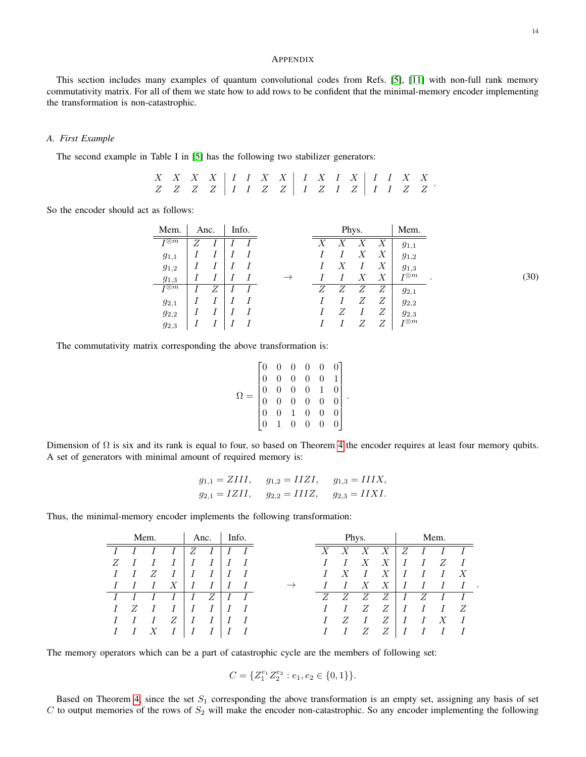## APPENDIX

This section includes many examples of quantum convolutional codes from Refs. [5], [11] with non-full rank memory commutativity matrix. For all of them we state how to add rows to be confident that the minimal-memory encoder implementing the transformation is non-catastrophic.

### A. First Example

The second example in Table I in [5] has the following two stabilizer generators:

$$\begin{array}{cccc|cccc|cccc|cccc} X & X & X & X & I & I & X & X & I & X & I & X & I & I & X & X \\ Z & Z & Z & Z & I & I & Z & Z & I & Z & I & Z & I & I & Z & Z \end{array}.$$

So the encoder should act as follows:

$$\begin{array}{c|cc|cc} \text{Mem.} & \text{Anc.} & & \text{Info.} & \\ \hline I^{\otimes m} & Z & I & I & I \\ g_{1,1} & I & I & I & I \\ g_{1,2} & I & I & I & I \\ g_{1,3} & I & I & I & I \\ \hline I^{\otimes m} & I & Z & I & I \\ g_{2,1} & I & I & I & I \\ g_{2,2} & I & I & I & I \\ g_{2,3} & I & I & I & I \end{array} \quad \rightarrow \quad \begin{array}{cccc|c} & \text{Phys.} & & & \text{Mem.} \\ \hline X & X & X & X & g_{1,1} \\ I & I & X & X & g_{1,2} \\ I & X & I & X & g_{1,3} \\ I & I & X & X & I^{\otimes m} \\ \hline Z & Z & Z & Z & g_{2,1} \\ I & I & Z & Z & g_{2,2} \\ I & Z & I & Z & g_{2,3} \\ I & I & Z & Z & I^{\otimes m} \end{array}. \tag{30}$$

The commutativity matrix corresponding the above transformation is:

$$\Omega = \begin{bmatrix} 0 & 0 & 0 & 0 & 0 & 0 \\ 0 & 0 & 0 & 0 & 0 & 1 \\ 0 & 0 & 0 & 0 & 1 & 0 \\ 0 & 0 & 0 & 0 & 0 & 0 \\ 0 & 0 & 1 & 0 & 0 & 0 \\ 0 & 1 & 0 & 0 & 0 & 0 \end{bmatrix}.$$

Dimension of $\Omega$ is six and its rank is equal to four, so based on Theorem 4 the encoder requires at least four memory qubits. A set of generators with minimal amount of required memory is:

$$g_{1,1} = ZIII, \quad g_{1,2} = IIZI, \quad g_{1,3} = IIIX,$$
$$g_{2,1} = IZII, \quad g_{2,2} = IIIZ, \quad g_{2,3} = IIXI.$$

Thus, the minimal-memory encoder implements the following transformation:

$$\begin{array}{cccc|cc|cc} & \text{Mem.} & & & \text{Anc.} & & \text{Info.} & \\ \hline I & I & I & I & Z & I & I & I \\ Z & I & I & I & I & I & I & I \\ I & I & Z & I & I & I & I & I \\ I & I & I & X & I & I & I & I \\ \hline I & I & I & I & I & Z & I & I \\ I & Z & I & I & I & I & I & I \\ I & I & I & Z & I & I & I & I \\ I & I & X & I & I & I & I & I \end{array} \quad \rightarrow \quad \begin{array}{cccc|cccc} & \text{Phys.} & & & & \text{Mem.} & & \\ \hline X & X & X & X & Z & I & I & I \\ I & I & X & X & I & I & Z & I \\ I & X & I & X & I & I & I & X \\ I & I & X & X & I & I & I & I \\ \hline Z & Z & Z & Z & I & Z & I & I \\ I & I & Z & Z & I & I & I & Z \\ I & Z & I & Z & I & I & X & I \\ I & I & Z & Z & I & I & I & I \end{array}.$$

The memory operators which can be a part of catastrophic cycle are the members of following set:

$$C = \{Z_1^{e_1} Z_2^{e_2} : e_1, e_2 \in \{0, 1\}\}.$$

Based on Theorem 4, since the set $S_1$ corresponding the above transformation is an empty set, assigning any basis of set $C$ to output memories of the rows of $S_2$ will make the encoder non-catastrophic. So any encoder implementing the following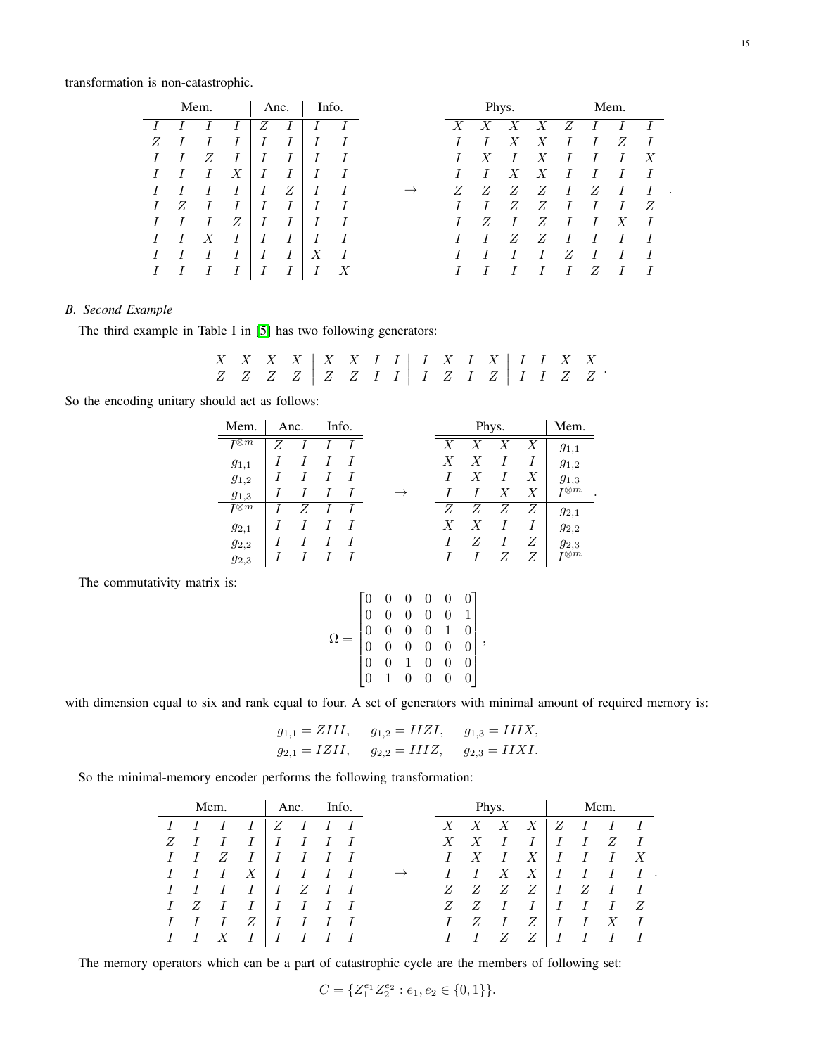transformation is non-catastrophic.

$$
\begin{array}{cccc|cc|cc}
\multicolumn{4}{c|}{\text{Mem.}} & \multicolumn{2}{c|}{\text{Anc.}} & \multicolumn{2}{c}{\text{Info.}} \\
\hline\hline
I & I & I & I & Z & I & I & I \\
Z & I & I & I & I & I & I & I \\
I & I & Z & I & I & I & I & I \\
I & I & I & X & I & I & I & I \\
\hline
I & I & I & I & I & Z & I & I \\
I & Z & I & I & I & I & I & I \\
I & I & I & Z & I & I & I & I \\
I & I & X & I & I & I & I & I \\
\hline
I & I & I & I & I & I & X & I \\
I & I & I & I & I & I & I & X
\end{array}
\quad \rightarrow \quad
\begin{array}{cccc|cccc}
\multicolumn{4}{c|}{\text{Phys.}} & \multicolumn{4}{c}{\text{Mem.}} \\
\hline\hline
X & X & X & X & Z & I & I & I \\
I & I & X & X & I & I & Z & I \\
I & X & I & X & I & I & I & X \\
I & I & X & X & I & I & I & I \\
\hline
Z & Z & Z & Z & I & Z & I & I \\
I & I & Z & Z & I & I & I & Z \\
I & Z & I & Z & I & I & X & I \\
I & I & Z & Z & I & I & I & I \\
\hline
I & I & I & I & Z & I & I & I \\
I & I & I & I & I & Z & I & I
\end{array}.
$$

### B. Second Example

The third example in Table I in [5] has two following generators:

$$
\begin{array}{cccc|cccc|cccc|cccc}
X & X & X & X & X & X & I & I & I & X & I & X & I & I & X & X \\
Z & Z & Z & Z & Z & Z & I & I & I & Z & I & Z & I & I & Z & Z
\end{array}.
$$

So the encoding unitary should act as follows:

$$
\begin{array}{c|cc|cc}
\text{Mem.} & \multicolumn{2}{c|}{\text{Anc.}} & \multicolumn{2}{c}{\text{Info.}} \\
\hline\hline
I^{\otimes m} & Z & I & I & I \\
g_{1,1} & I & I & I & I \\
g_{1,2} & I & I & I & I \\
g_{1,3} & I & I & I & I \\
\hline
I^{\otimes m} & I & Z & I & I \\
g_{2,1} & I & I & I & I \\
g_{2,2} & I & I & I & I \\
g_{2,3} & I & I & I & I
\end{array}
\quad \rightarrow \quad
\begin{array}{cccc|c}
\multicolumn{4}{c|}{\text{Phys.}} & \text{Mem.} \\
\hline\hline
X & X & X & X & g_{1,1} \\
X & X & I & I & g_{1,2} \\
I & X & I & X & g_{1,3} \\
I & I & X & X & I^{\otimes m} \\
\hline
Z & Z & Z & Z & g_{2,1} \\
X & X & I & I & g_{2,2} \\
I & Z & I & Z & g_{2,3} \\
I & I & Z & Z & I^{\otimes m}
\end{array}.
$$

The commutativity matrix is:

$$
\Omega = \begin{bmatrix}
0 & 0 & 0 & 0 & 0 & 0 \\
0 & 0 & 0 & 0 & 0 & 1 \\
0 & 0 & 0 & 0 & 1 & 0 \\
0 & 0 & 0 & 0 & 0 & 0 \\
0 & 0 & 1 & 0 & 0 & 0 \\
0 & 1 & 0 & 0 & 0 & 0
\end{bmatrix},
$$

with dimension equal to six and rank equal to four. A set of generators with minimal amount of required memory is:

$$
\begin{aligned}
&g_{1,1} = ZIII, \quad g_{1,2} = IIZI, \quad g_{1,3} = IIIX, \\
&g_{2,1} = IZII, \quad g_{2,2} = IIIZ, \quad g_{2,3} = IIXI.
\end{aligned}
$$

So the minimal-memory encoder performs the following transformation:

$$
\begin{array}{cccc|cc|cc}
\multicolumn{4}{c|}{\text{Mem.}} & \multicolumn{2}{c|}{\text{Anc.}} & \multicolumn{2}{c}{\text{Info.}} \\
\hline\hline
I & I & I & I & Z & I & I & I \\
Z & I & I & I & I & I & I & I \\
I & I & Z & I & I & I & I & I \\
I & I & I & X & I & I & I & I \\
\hline
I & I & I & I & I & Z & I & I \\
I & Z & I & I & I & I & I & I \\
I & I & I & Z & I & I & I & I \\
I & I & X & I & I & I & I & I
\end{array}
\quad \rightarrow \quad
\begin{array}{cccc|cccc}
\multicolumn{4}{c|}{\text{Phys.}} & \multicolumn{4}{c}{\text{Mem.}} \\
\hline\hline
X & X & X & X & Z & I & I & I \\
X & X & I & I & I & I & Z & I \\
I & X & I & X & I & I & I & X \\
I & I & X & X & I & I & I & I \\
\hline
Z & Z & Z & Z & I & Z & I & I \\
Z & Z & I & I & I & I & I & Z \\
I & Z & I & Z & I & I & X & I \\
I & I & Z & Z & I & I & I & I
\end{array}.
$$

The memory operators which can be a part of catastrophic cycle are the members of following set:

$$
C = \{Z_1^{e_1} Z_2^{e_2} : e_1, e_2 \in \{0,1\}\}.
$$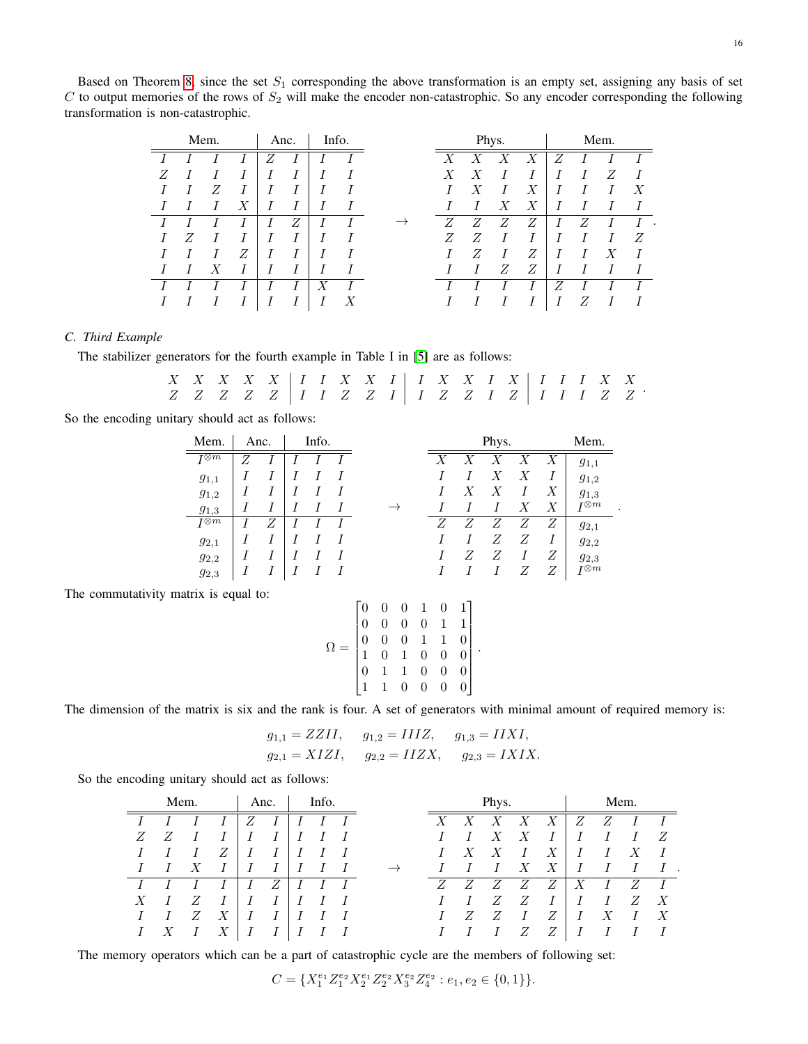Based on Theorem 8, since the set $S_1$ corresponding the above transformation is an empty set, assigning any basis of set $C$ to output memories of the rows of $S_2$ will make the encoder non-catastrophic. So any encoder corresponding the following transformation is non-catastrophic.

$$
\begin{array}{cccc|cc|cc}
\multicolumn{4}{c|}{\text{Mem.}} & \multicolumn{2}{c|}{\text{Anc.}} & \multicolumn{2}{c}{\text{Info.}} \\
\hline
I & I & I & I & Z & I & I & I \\
Z & I & I & I & I & I & I & I \\
I & I & Z & I & I & I & I & I \\
I & I & I & X & I & I & I & I \\
\hline
I & I & I & I & I & Z & I & I \\
I & Z & I & I & I & I & I & I \\
I & I & I & Z & I & I & I & I \\
I & I & X & I & I & I & I & I \\
\hline
I & I & I & I & I & I & X & I \\
I & I & I & I & I & I & I & X
\end{array}
\rightarrow
\begin{array}{cccc|cccc}
\multicolumn{4}{c|}{\text{Phys.}} & \multicolumn{4}{c}{\text{Mem.}} \\
\hline
X & X & X & X & Z & I & I & I \\
X & X & I & I & I & I & Z & I \\
I & X & I & X & I & I & I & X \\
I & I & X & X & I & I & I & I \\
\hline
Z & Z & Z & Z & I & Z & I & I \\
Z & Z & I & I & I & I & I & Z \\
I & Z & I & Z & I & I & X & I \\
I & I & Z & Z & I & I & I & I \\
\hline
I & I & I & I & Z & I & I & I \\
I & I & I & I & I & Z & I & I
\end{array}.
$$

### C. Third Example

The stabilizer generators for the fourth example in Table I in [5] are as follows:

$$
\begin{array}{ccccc|ccccc|ccccc|ccccc}
X & X & X & X & X & I & I & X & X & I & I & X & X & I & X & I & I & I & X & X \\
Z & Z & Z & Z & Z & I & I & Z & Z & I & I & Z & Z & I & Z & I & I & I & Z & Z
\end{array}.
$$

So the encoding unitary should act as follows:

$$
\begin{array}{c|cc|ccc}
\text{Mem.} & \multicolumn{2}{c|}{\text{Anc.}} & \multicolumn{3}{c}{\text{Info.}} \\
\hline
I^{\otimes m} & Z & I & I & I & I \\
g_{1,1} & I & I & I & I & I \\
g_{1,2} & I & I & I & I & I \\
g_{1,3} & I & I & I & I & I \\
\hline
I^{\otimes m} & I & Z & I & I & I \\
g_{2,1} & I & I & I & I & I \\
g_{2,2} & I & I & I & I & I \\
g_{2,3} & I & I & I & I & I
\end{array}
\rightarrow
\begin{array}{ccccc|c}
\multicolumn{5}{c|}{\text{Phys.}} & \text{Mem.} \\
\hline
X & X & X & X & X & g_{1,1} \\
I & I & X & X & I & g_{1,2} \\
I & X & X & I & X & g_{1,3} \\
I & I & I & X & X & I^{\otimes m} \\
\hline
Z & Z & Z & Z & Z & g_{2,1} \\
I & I & Z & Z & I & g_{2,2} \\
I & Z & Z & I & Z & g_{2,3} \\
I & I & I & Z & Z & I^{\otimes m}
\end{array}.
$$

The commutativity matrix is equal to:

$$
\Omega = \begin{bmatrix}
0 & 0 & 0 & 1 & 0 & 1 \\
0 & 0 & 0 & 0 & 1 & 1 \\
0 & 0 & 0 & 1 & 1 & 0 \\
1 & 0 & 1 & 0 & 0 & 0 \\
0 & 1 & 1 & 0 & 0 & 0 \\
1 & 1 & 0 & 0 & 0 & 0
\end{bmatrix}.
$$

The dimension of the matrix is six and the rank is four. A set of generators with minimal amount of required memory is:

$$
g_{1,1} = ZZII, \quad g_{1,2} = IIIZ, \quad g_{1,3} = IIXI,
$$
$$
g_{2,1} = XIZI, \quad g_{2,2} = IIZX, \quad g_{2,3} = IXIX.
$$

So the encoding unitary should act as follows:

$$
\begin{array}{cccc|cc|ccc}
\multicolumn{4}{c|}{\text{Mem.}} & \multicolumn{2}{c|}{\text{Anc.}} & \multicolumn{3}{c}{\text{Info.}} \\
\hline
I & I & I & I & Z & I & I & I & I \\
Z & Z & I & I & I & I & I & I & I \\
I & I & I & Z & I & I & I & I & I \\
I & I & X & I & I & I & I & I & I \\
\hline
I & I & I & I & I & Z & I & I & I \\
X & I & Z & I & I & I & I & I & I \\
I & I & Z & X & I & I & I & I & I \\
I & X & I & X & I & I & I & I & I
\end{array}
\rightarrow
\begin{array}{ccccc|cccc}
\multicolumn{5}{c|}{\text{Phys.}} & \multicolumn{4}{c}{\text{Mem.}} \\
\hline
X & X & X & X & X & Z & Z & I & I \\
I & I & X & X & I & I & I & I & Z \\
I & X & X & I & X & I & I & X & I \\
I & I & I & X & X & I & I & I & I \\
\hline
Z & Z & Z & Z & Z & X & I & Z & I \\
I & I & Z & Z & I & I & I & Z & X \\
I & Z & Z & I & Z & I & X & I & X \\
I & I & I & Z & Z & I & I & I & I
\end{array}.
$$

The memory operators which can be a part of catastrophic cycle are the members of following set:

$$
C = \{X_1^{e_1} Z_1^{e_2} X_2^{e_1} Z_2^{e_2} X_3^{e_2} Z_4^{e_2} : e_1, e_2 \in \{0, 1\}\}.
$$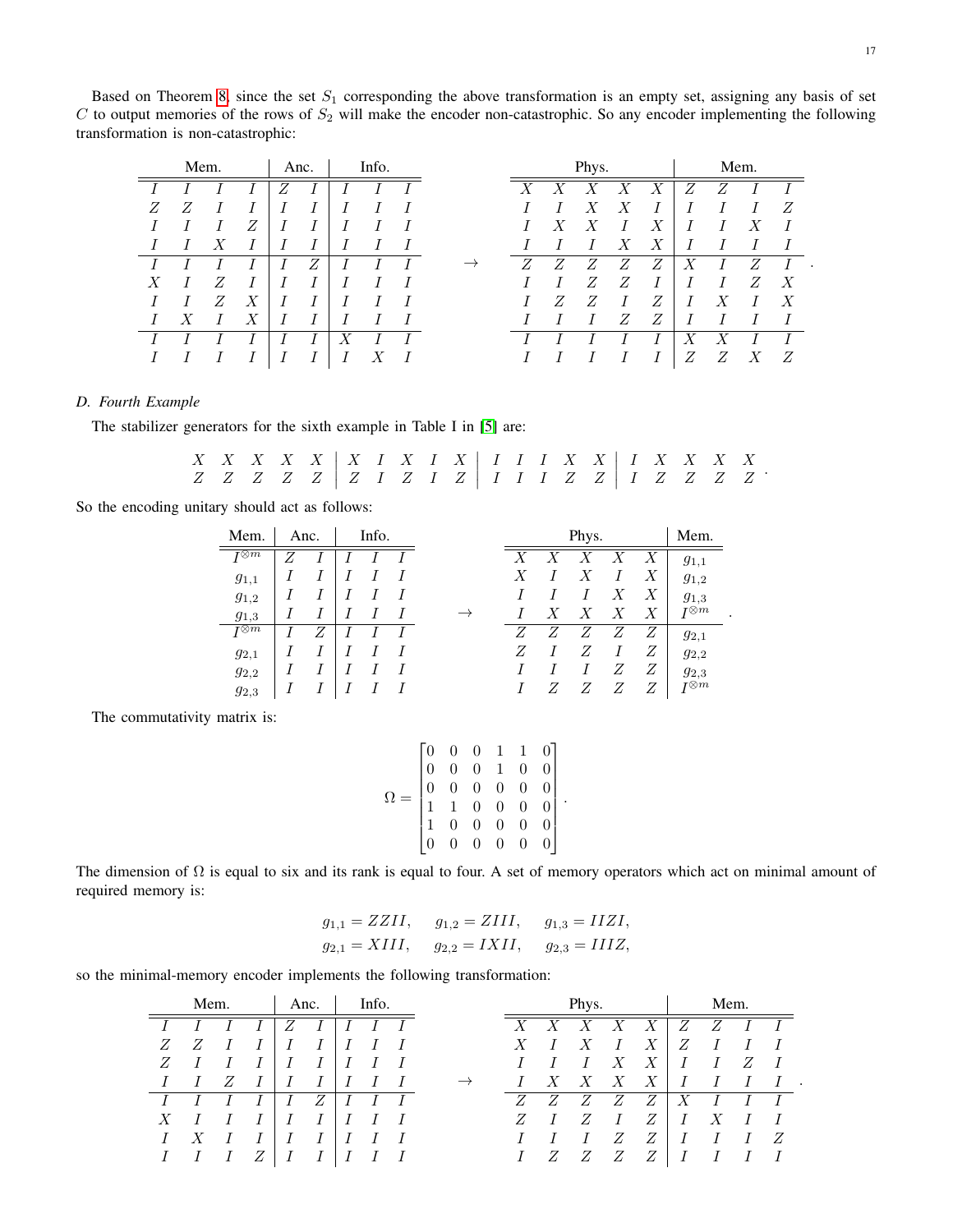Based on Theorem 8, since the set $S_1$ corresponding the above transformation is an empty set, assigning any basis of set $C$ to output memories of the rows of $S_2$ will make the encoder non-catastrophic. So any encoder implementing the following transformation is non-catastrophic:

$$
\begin{array}{cccc|cc|ccc}
\multicolumn{4}{c|}{\text{Mem.}} & \multicolumn{2}{c|}{\text{Anc.}} & \multicolumn{3}{c}{\text{Info.}} \\
\hline
I & I & I & I & Z & I & I & I & I \\
Z & Z & I & I & I & I & I & I & I \\
I & I & I & Z & I & I & I & I & I \\
I & I & X & I & I & I & I & I & I \\
\hline
I & I & I & I & I & Z & I & I & I \\
X & I & Z & I & I & I & I & I & I \\
I & I & Z & X & I & I & I & I & I \\
I & X & I & X & I & I & I & I & I \\
\hline
I & I & I & I & I & I & X & I & I \\
I & I & I & I & I & I & I & X & I
\end{array}
\rightarrow
\begin{array}{ccccc|cccc}
\multicolumn{5}{c|}{\text{Phys.}} & \multicolumn{4}{c}{\text{Mem.}} \\
\hline
X & X & X & X & X & Z & Z & I & I \\
I & I & X & X & I & I & I & I & Z \\
I & X & X & I & X & I & I & X & I \\
I & I & I & X & X & I & I & I & I \\
\hline
Z & Z & Z & Z & Z & X & I & Z & I \\
I & I & Z & Z & I & I & I & Z & X \\
I & Z & Z & I & Z & I & X & I & X \\
I & I & I & Z & Z & I & I & I & I \\
\hline
I & I & I & I & I & X & X & I & I \\
I & I & I & I & I & Z & Z & X & Z
\end{array}.
$$

### D. Fourth Example

The stabilizer generators for the sixth example in Table I in [5] are:

$$
\begin{array}{ccccc|ccccc|ccccc|ccccc}
X & X & X & X & X & X & I & X & I & X & I & I & I & X & X & I & X & X & X & X \\
Z & Z & Z & Z & Z & Z & I & Z & I & Z & I & I & I & Z & Z & I & Z & Z & Z & Z
\end{array}.
$$

So the encoding unitary should act as follows:

$$
\begin{array}{c|cc|ccc}
\text{Mem.} & \multicolumn{2}{c|}{\text{Anc.}} & \multicolumn{3}{c}{\text{Info.}} \\
\hline
I^{\otimes m} & Z & I & I & I & I \\
g_{1,1} & I & I & I & I & I \\
g_{1,2} & I & I & I & I & I \\
g_{1,3} & I & I & I & I & I \\
\hline
I^{\otimes m} & I & Z & I & I & I \\
g_{2,1} & I & I & I & I & I \\
g_{2,2} & I & I & I & I & I \\
g_{2,3} & I & I & I & I & I
\end{array}
\rightarrow
\begin{array}{ccccc|c}
\multicolumn{5}{c|}{\text{Phys.}} & \text{Mem.} \\
\hline
X & X & X & X & X & g_{1,1} \\
X & I & X & I & X & g_{1,2} \\
I & I & I & X & X & g_{1,3} \\
I & X & X & X & X & I^{\otimes m} \\
\hline
Z & Z & Z & Z & Z & g_{2,1} \\
Z & I & Z & I & Z & g_{2,2} \\
I & I & I & Z & Z & g_{2,3} \\
I & Z & Z & Z & Z & I^{\otimes m}
\end{array}.
$$

The commutativity matrix is:

$$
\Omega = \begin{bmatrix}
0 & 0 & 0 & 1 & 1 & 0 \\
0 & 0 & 0 & 1 & 0 & 0 \\
0 & 0 & 0 & 0 & 0 & 0 \\
1 & 1 & 0 & 0 & 0 & 0 \\
1 & 0 & 0 & 0 & 0 & 0 \\
0 & 0 & 0 & 0 & 0 & 0
\end{bmatrix}.
$$

The dimension of $\Omega$ is equal to six and its rank is equal to four. A set of memory operators which act on minimal amount of required memory is:

$$
\begin{aligned}
g_{1,1} &= ZZII, \quad g_{1,2} = ZIII, \quad g_{1,3} = IIZI, \\
g_{2,1} &= XIII, \quad g_{2,2} = IXII, \quad g_{2,3} = IIIZ,
\end{aligned}
$$

so the minimal-memory encoder implements the following transformation:

$$
\begin{array}{cccc|cc|ccc}
\multicolumn{4}{c|}{\text{Mem.}} & \multicolumn{2}{c|}{\text{Anc.}} & \multicolumn{3}{c}{\text{Info.}} \\
\hline
I & I & I & I & Z & I & I & I & I \\
Z & Z & I & I & I & I & I & I & I \\
Z & I & I & I & I & I & I & I & I \\
I & I & Z & I & I & I & I & I & I \\
\hline
I & I & I & I & I & Z & I & I & I \\
X & I & I & I & I & I & I & I & I \\
I & X & I & I & I & I & I & I & I \\
I & I & I & Z & I & I & I & I & I
\end{array}
\rightarrow
\begin{array}{ccccc|cccc}
\multicolumn{5}{c|}{\text{Phys.}} & \multicolumn{4}{c}{\text{Mem.}} \\
\hline
X & X & X & X & X & Z & Z & I & I \\
X & I & X & I & X & Z & I & I & I \\
I & I & I & X & X & I & I & Z & I \\
I & X & X & X & X & I & I & I & I \\
\hline
Z & Z & Z & Z & Z & X & I & I & I \\
Z & I & Z & I & Z & I & X & I & I \\
I & I & I & Z & Z & I & I & I & Z \\
I & Z & Z & Z & Z & I & I & I & I
\end{array}.
$$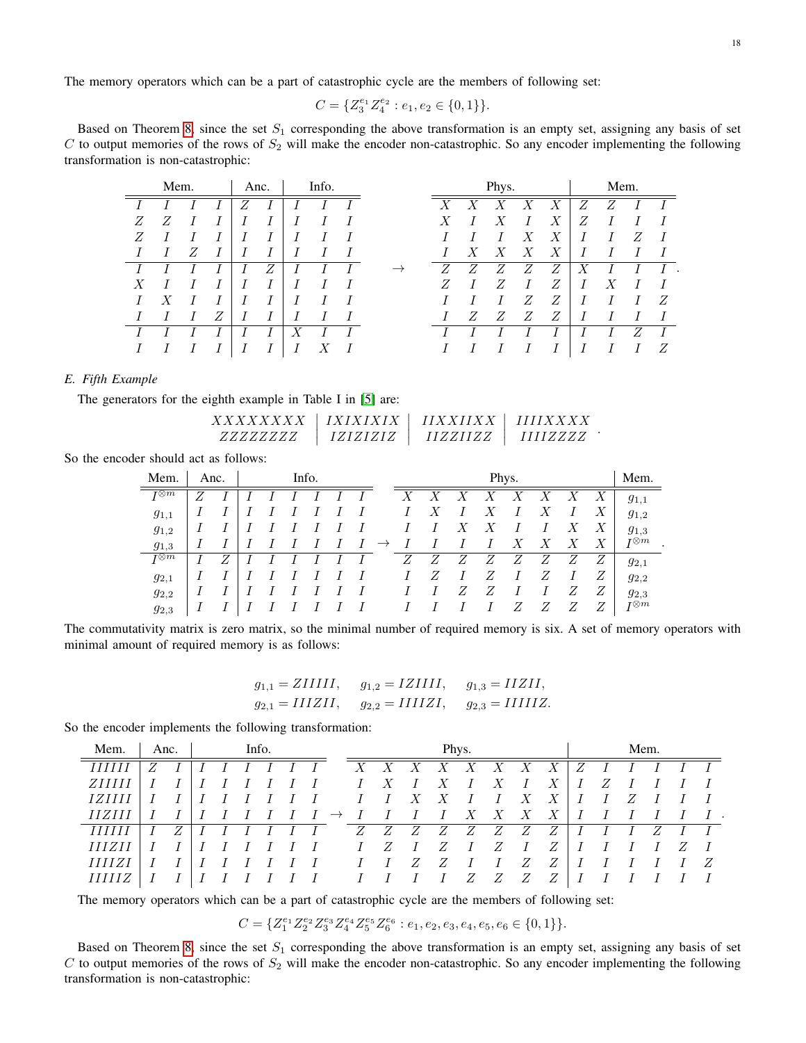The memory operators which can be a part of catastrophic cycle are the members of following set:

$$C = \{Z_3^{e_1} Z_4^{e_2} : e_1, e_2 \in \{0,1\}\}.$$

Based on Theorem 8, since the set $S_1$ corresponding the above transformation is an empty set, assigning any basis of set $C$ to output memories of the rows of $S_2$ will make the encoder non-catastrophic. So any encoder implementing the following transformation is non-catastrophic:

$$
\begin{array}{cccc|cc|ccc}
\multicolumn{4}{c|}{\text{Mem.}} & \multicolumn{2}{c|}{\text{Anc.}} & \multicolumn{3}{c}{\text{Info.}} \\
\hline
I & I & I & I & Z & I & I & I & I \\
Z & Z & I & I & I & I & I & I & I \\
Z & I & I & I & I & I & I & I & I \\
I & I & Z & I & I & I & I & I & I \\
\hline
I & I & I & I & I & Z & I & I & I \\
X & I & I & I & I & I & I & I & I \\
I & X & I & I & I & I & I & I & I \\
I & I & I & Z & I & I & I & I & I \\
\hline
I & I & I & I & I & I & X & I & I \\
I & I & I & I & I & I & I & X & I
\end{array}
\rightarrow
\begin{array}{ccccc|cccc}
\multicolumn{5}{c|}{\text{Phys.}} & \multicolumn{4}{c}{\text{Mem.}} \\
\hline
X & X & X & X & X & Z & Z & I & I \\
X & I & X & I & X & Z & I & I & I \\
I & I & I & X & X & I & I & Z & I \\
I & X & X & X & X & I & I & I & I \\
\hline
Z & Z & Z & Z & Z & X & I & I & I \\
Z & I & Z & I & Z & I & X & I & I \\
I & I & I & Z & Z & I & I & I & Z \\
I & Z & Z & Z & Z & I & I & I & I \\
\hline
I & I & I & I & I & I & I & Z & I \\
I & I & I & I & I & I & I & I & Z
\end{array}.
$$

### *E. Fifth Example*

The generators for the eighth example in Table I in [5] are:

$$
\begin{array}{c|c|c|c}
XXXXXXXX & IXIXIXIX & IIXXIIXX & IIIIXXXX \\
ZZZZZZZZ & IZIZIZIZ & IIZZIIZZ & IIIIZZZZ
\end{array}.
$$

So the encoder should act as follows:

$$
\begin{array}{c|cc|cccccc}
\text{Mem.} & \multicolumn{2}{c|}{\text{Anc.}} & \multicolumn{6}{c}{\text{Info.}} \\
\hline
I^{\otimes m} & Z & I & I & I & I & I & I & I \\
g_{1,1} & I & I & I & I & I & I & I & I \\
g_{1,2} & I & I & I & I & I & I & I & I \\
g_{1,3} & I & I & I & I & I & I & I & I \\
\hline
I^{\otimes m} & I & Z & I & I & I & I & I & I \\
g_{2,1} & I & I & I & I & I & I & I & I \\
g_{2,2} & I & I & I & I & I & I & I & I \\
g_{2,3} & I & I & I & I & I & I & I & I
\end{array}
\rightarrow
\begin{array}{cccccccc|c}
\multicolumn{8}{c|}{\text{Phys.}} & \text{Mem.} \\
\hline
X & X & X & X & X & X & X & X & g_{1,1} \\
I & X & I & X & I & X & I & X & g_{1,2} \\
I & I & X & X & I & I & X & X & g_{1,3} \\
I & I & I & I & X & X & X & X & I^{\otimes m} \\
\hline
Z & Z & Z & Z & Z & Z & Z & Z & g_{2,1} \\
I & Z & I & Z & I & Z & I & Z & g_{2,2} \\
I & I & Z & Z & I & I & Z & Z & g_{2,3} \\
I & I & I & I & Z & Z & Z & Z & I^{\otimes m}
\end{array}.
$$

The commutativity matrix is zero matrix, so the minimal number of required memory is six. A set of memory operators with minimal amount of required memory is as follows:

$$
\begin{array}{lll}
g_{1,1} = ZIIIII, & g_{1,2} = IZIIII, & g_{1,3} = IIZII, \\
g_{2,1} = IIIZII, & g_{2,2} = IIIIZI, & g_{2,3} = IIIIIZ.
\end{array}
$$

So the encoder implements the following transformation:

$$
\begin{array}{c|cc|cccccc}
\text{Mem.} & \multicolumn{2}{c|}{\text{Anc.}} & \multicolumn{6}{c}{\text{Info.}} \\
\hline
IIIIII & Z & I & I & I & I & I & I & I \\
ZIIIII & I & I & I & I & I & I & I & I \\
IZIIII & I & I & I & I & I & I & I & I \\
IIZIII & I & I & I & I & I & I & I & I \\
\hline
IIIIII & I & Z & I & I & I & I & I & I \\
IIIZII & I & I & I & I & I & I & I & I \\
IIIIZI & I & I & I & I & I & I & I & I \\
IIIIIZ & I & I & I & I & I & I & I & I
\end{array}
\rightarrow
\begin{array}{cccccccc|cccccc}
\multicolumn{8}{c|}{\text{Phys.}} & \multicolumn{6}{c}{\text{Mem.}} \\
\hline
X & X & X & X & X & X & X & X & Z & I & I & I & I & I \\
I & X & I & X & I & X & I & X & I & Z & I & I & I & I \\
I & I & X & X & I & I & X & X & I & I & Z & I & I & I \\
I & I & I & I & X & X & X & X & I & I & I & I & I & I \\
\hline
Z & Z & Z & Z & Z & Z & Z & Z & I & I & I & Z & I & I \\
I & Z & I & Z & I & Z & I & Z & I & I & I & I & Z & I \\
I & I & Z & Z & I & I & Z & Z & I & I & I & I & I & Z \\
I & I & I & I & Z & Z & Z & Z & I & I & I & I & I & I
\end{array}.
$$

The memory operators which can be a part of catastrophic cycle are the members of following set:

$$C = \{Z_1^{e_1} Z_2^{e_2} Z_3^{e_3} Z_4^{e_4} Z_5^{e_5} Z_6^{e_6} : e_1, e_2, e_3, e_4, e_5, e_6 \in \{0,1\}\}.$$

Based on Theorem 8, since the set $S_1$ corresponding the above transformation is an empty set, assigning any basis of set $C$ to output memories of the rows of $S_2$ will make the encoder non-catastrophic. So any encoder implementing the following transformation is non-catastrophic: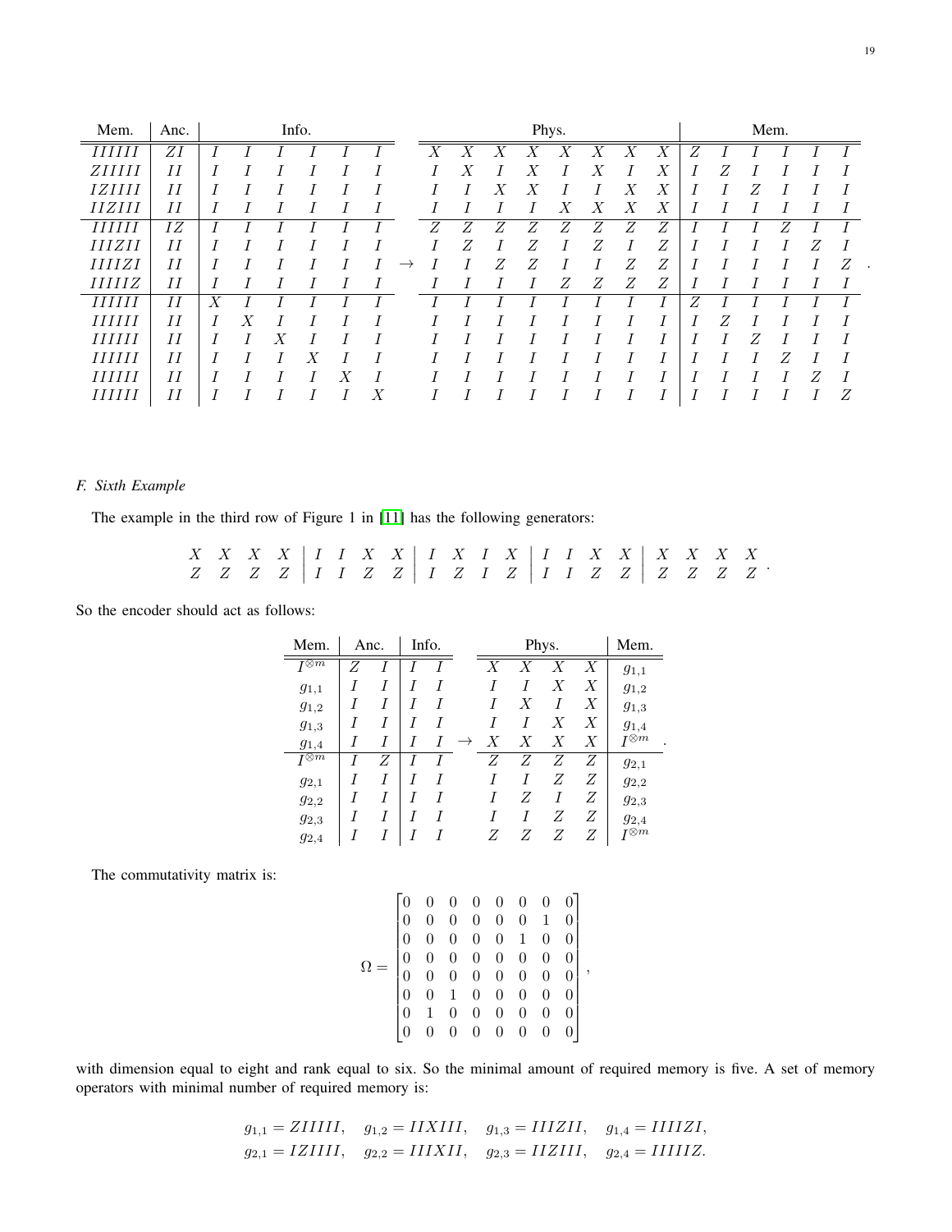| Mem. | Anc. | Info. | | | | | | | Phys. | | | | | | | | Mem. | | | | | | |
|---|---|---|---|---|---|---|---|---|---|---|---|---|---|---|---|---|---|---|---|---|---|---|---|
| $IIIIII$ | $ZI$ | $I$ | $I$ | $I$ | $I$ | $I$ | $I$ | | $X$ | $X$ | $X$ | $X$ | $X$ | $X$ | $X$ | $X$ | $Z$ | $I$ | $I$ | $I$ | $I$ | $I$ |
| $ZIIIII$ | $II$ | $I$ | $I$ | $I$ | $I$ | $I$ | $I$ | | $I$ | $X$ | $I$ | $X$ | $I$ | $X$ | $I$ | $X$ | $I$ | $Z$ | $I$ | $I$ | $I$ | $I$ |
| $IZIIII$ | $II$ | $I$ | $I$ | $I$ | $I$ | $I$ | $I$ | | $I$ | $I$ | $X$ | $X$ | $I$ | $I$ | $X$ | $X$ | $I$ | $I$ | $Z$ | $I$ | $I$ | $I$ |
| $IIZIII$ | $II$ | $I$ | $I$ | $I$ | $I$ | $I$ | $I$ | | $I$ | $I$ | $I$ | $I$ | $X$ | $X$ | $X$ | $X$ | $I$ | $I$ | $I$ | $I$ | $I$ | $I$ |
| $IIIIII$ | $IZ$ | $I$ | $I$ | $I$ | $I$ | $I$ | $I$ | | $Z$ | $Z$ | $Z$ | $Z$ | $Z$ | $Z$ | $Z$ | $Z$ | $I$ | $I$ | $I$ | $Z$ | $I$ | $I$ |
| $IIIZII$ | $II$ | $I$ | $I$ | $I$ | $I$ | $I$ | $I$ | | $I$ | $Z$ | $I$ | $Z$ | $I$ | $Z$ | $I$ | $Z$ | $I$ | $I$ | $I$ | $I$ | $Z$ | $I$ |
| $IIIIZI$ | $II$ | $I$ | $I$ | $I$ | $I$ | $I$ | $I$ | $\rightarrow$ | $I$ | $I$ | $Z$ | $Z$ | $I$ | $I$ | $Z$ | $Z$ | $I$ | $I$ | $I$ | $I$ | $I$ | $Z$ |
| $IIIIIZ$ | $II$ | $I$ | $I$ | $I$ | $I$ | $I$ | $I$ | | $I$ | $I$ | $I$ | $I$ | $Z$ | $Z$ | $Z$ | $Z$ | $I$ | $I$ | $I$ | $I$ | $I$ | $I$ |
| $IIIIII$ | $II$ | $X$ | $I$ | $I$ | $I$ | $I$ | $I$ | | $I$ | $I$ | $I$ | $I$ | $I$ | $I$ | $I$ | $I$ | $Z$ | $I$ | $I$ | $I$ | $I$ | $I$ |
| $IIIIII$ | $II$ | $I$ | $X$ | $I$ | $I$ | $I$ | $I$ | | $I$ | $I$ | $I$ | $I$ | $I$ | $I$ | $I$ | $I$ | $I$ | $Z$ | $I$ | $I$ | $I$ | $I$ |
| $IIIIII$ | $II$ | $I$ | $I$ | $X$ | $I$ | $I$ | $I$ | | $I$ | $I$ | $I$ | $I$ | $I$ | $I$ | $I$ | $I$ | $I$ | $I$ | $Z$ | $I$ | $I$ | $I$ |
| $IIIIII$ | $II$ | $I$ | $I$ | $I$ | $X$ | $I$ | $I$ | | $I$ | $I$ | $I$ | $I$ | $I$ | $I$ | $I$ | $I$ | $I$ | $I$ | $I$ | $Z$ | $I$ | $I$ |
| $IIIIII$ | $II$ | $I$ | $I$ | $I$ | $I$ | $X$ | $I$ | | $I$ | $I$ | $I$ | $I$ | $I$ | $I$ | $I$ | $I$ | $I$ | $I$ | $I$ | $I$ | $Z$ | $I$ |
| $IIIIII$ | $II$ | $I$ | $I$ | $I$ | $I$ | $I$ | $X$ | | $I$ | $I$ | $I$ | $I$ | $I$ | $I$ | $I$ | $I$ | $I$ | $I$ | $I$ | $I$ | $I$ | $Z$ |

### *F. Sixth Example*

The example in the third row of Figure 1 in [11] has the following generators:

$$\begin{array}{cccc|cccc|cccc|cccc|cccc} X & X & X & X & I & I & X & X & I & X & I & X & I & I & X & X & X & X & X & X \\ Z & Z & Z & Z & I & I & Z & Z & I & Z & I & Z & I & I & Z & Z & Z & Z & Z & Z \end{array}.$$

So the encoder should act as follows:

| Mem. | Anc. | | Info. | | | Phys. | | | | Mem. |
|---|---|---|---|---|---|---|---|---|---|---|
| $I^{\otimes m}$ | $Z$ | $I$ | $I$ | $I$ | | $X$ | $X$ | $X$ | $X$ | $g_{1,1}$ |
| $g_{1,1}$ | $I$ | $I$ | $I$ | $I$ | | $I$ | $I$ | $X$ | $X$ | $g_{1,2}$ |
| $g_{1,2}$ | $I$ | $I$ | $I$ | $I$ | | $I$ | $X$ | $I$ | $X$ | $g_{1,3}$ |
| $g_{1,3}$ | $I$ | $I$ | $I$ | $I$ | | $I$ | $I$ | $X$ | $X$ | $g_{1,4}$ |
| $g_{1,4}$ | $I$ | $I$ | $I$ | $I$ | $\rightarrow$ | $X$ | $X$ | $X$ | $X$ | $I^{\otimes m}$ |
| $I^{\otimes m}$ | $I$ | $Z$ | $I$ | $I$ | | $Z$ | $Z$ | $Z$ | $Z$ | $g_{2,1}$ |
| $g_{2,1}$ | $I$ | $I$ | $I$ | $I$ | | $I$ | $I$ | $Z$ | $Z$ | $g_{2,2}$ |
| $g_{2,2}$ | $I$ | $I$ | $I$ | $I$ | | $I$ | $Z$ | $I$ | $Z$ | $g_{2,3}$ |
| $g_{2,3}$ | $I$ | $I$ | $I$ | $I$ | | $I$ | $I$ | $Z$ | $Z$ | $g_{2,4}$ |
| $g_{2,4}$ | $I$ | $I$ | $I$ | $I$ | | $Z$ | $Z$ | $Z$ | $Z$ | $I^{\otimes m}$ |

The commutativity matrix is:

$$\Omega = \begin{bmatrix} 0 & 0 & 0 & 0 & 0 & 0 & 0 & 0 \\ 0 & 0 & 0 & 0 & 0 & 0 & 1 & 0 \\ 0 & 0 & 0 & 0 & 0 & 1 & 0 & 0 \\ 0 & 0 & 0 & 0 & 0 & 0 & 0 & 0 \\ 0 & 0 & 0 & 0 & 0 & 0 & 0 & 0 \\ 0 & 0 & 1 & 0 & 0 & 0 & 0 & 0 \\ 0 & 1 & 0 & 0 & 0 & 0 & 0 & 0 \\ 0 & 0 & 0 & 0 & 0 & 0 & 0 & 0 \end{bmatrix},$$

with dimension equal to eight and rank equal to six. So the minimal amount of required memory is five. A set of memory operators with minimal number of required memory is:

$$g_{1,1} = ZIIIII, \quad g_{1,2} = IIXIII, \quad g_{1,3} = IIIZII, \quad g_{1,4} = IIIIZI,$$
$$g_{2,1} = IZIIII, \quad g_{2,2} = IIIXII, \quad g_{2,3} = IIZIII, \quad g_{2,4} = IIIIIZ.$$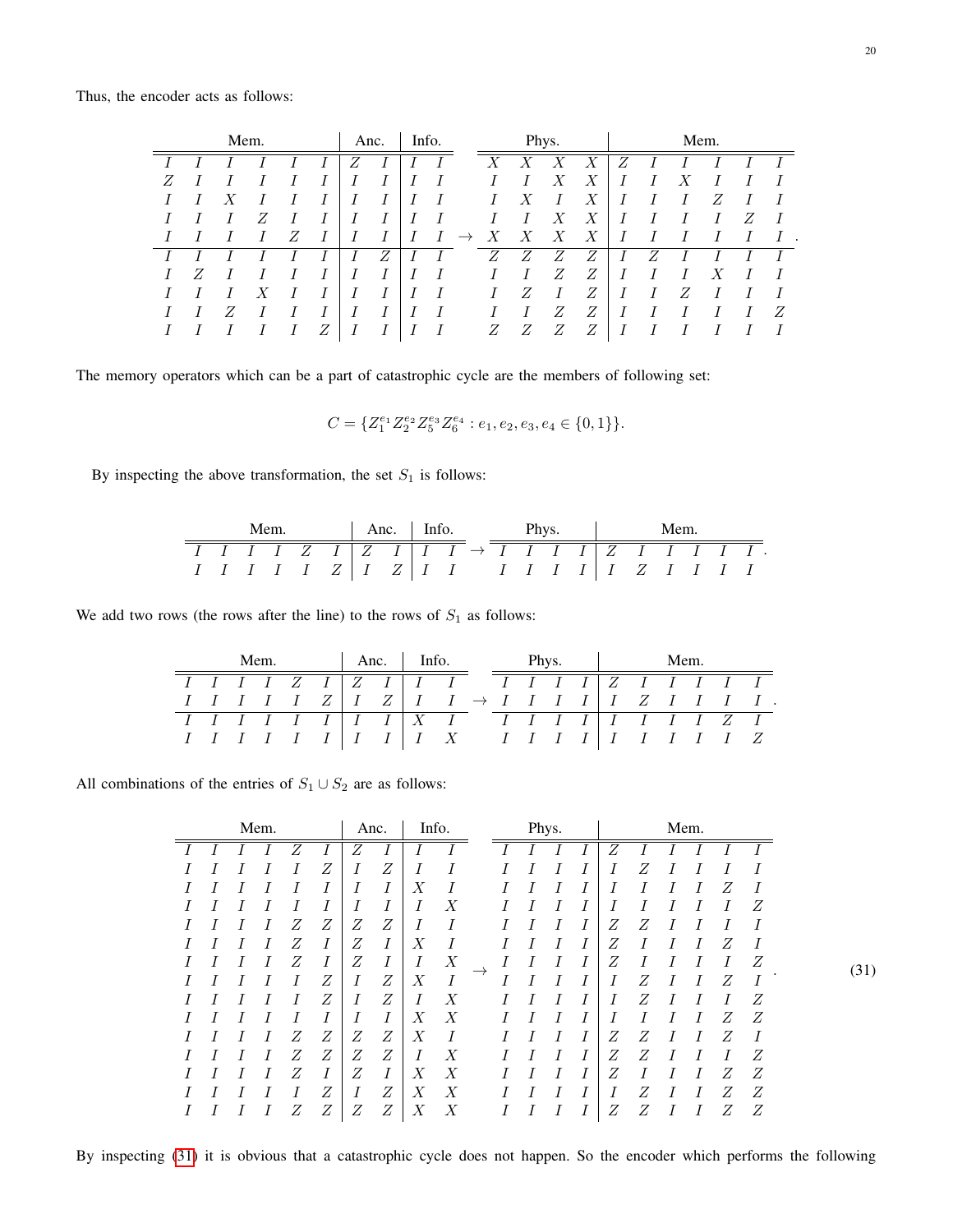Thus, the encoder acts as follows:

| Mem. | | | | | | Anc. | | Info. | | | Phys. | | | | Mem. | | | | | |
|---|---|---|---|---|---|---|---|---|---|---|---|---|---|---|---|---|---|---|---|---|
| $I$ | $I$ | $I$ | $I$ | $I$ | $I$ | $Z$ | $I$ | $I$ | $I$ | | $X$ | $X$ | $X$ | $X$ | $Z$ | $I$ | $I$ | $I$ | $I$ | $I$ |
| $Z$ | $I$ | $I$ | $I$ | $I$ | $I$ | $I$ | $I$ | $I$ | $I$ | | $I$ | $I$ | $X$ | $X$ | $I$ | $I$ | $X$ | $I$ | $I$ | $I$ |
| $I$ | $I$ | $X$ | $I$ | $I$ | $I$ | $I$ | $I$ | $I$ | $I$ | | $I$ | $X$ | $I$ | $X$ | $I$ | $I$ | $I$ | $Z$ | $I$ | $I$ |
| $I$ | $I$ | $I$ | $Z$ | $I$ | $I$ | $I$ | $I$ | $I$ | $I$ | | $I$ | $I$ | $X$ | $X$ | $I$ | $I$ | $I$ | $I$ | $Z$ | $I$ |
| $I$ | $I$ | $I$ | $I$ | $Z$ | $I$ | $I$ | $I$ | $I$ | $I$ | $\rightarrow$ | $X$ | $X$ | $X$ | $X$ | $I$ | $I$ | $I$ | $I$ | $I$ | $I$ |
| $I$ | $I$ | $I$ | $I$ | $I$ | $I$ | $I$ | $Z$ | $I$ | $I$ | | $Z$ | $Z$ | $Z$ | $Z$ | $I$ | $Z$ | $I$ | $I$ | $I$ | $I$ |
| $I$ | $Z$ | $I$ | $I$ | $I$ | $I$ | $I$ | $I$ | $I$ | $I$ | | $I$ | $I$ | $Z$ | $Z$ | $I$ | $I$ | $I$ | $X$ | $I$ | $I$ |
| $I$ | $I$ | $I$ | $X$ | $I$ | $I$ | $I$ | $I$ | $I$ | $I$ | | $I$ | $Z$ | $I$ | $Z$ | $I$ | $I$ | $Z$ | $I$ | $I$ | $I$ |
| $I$ | $I$ | $Z$ | $I$ | $I$ | $I$ | $I$ | $I$ | $I$ | $I$ | | $I$ | $I$ | $Z$ | $Z$ | $I$ | $I$ | $I$ | $I$ | $I$ | $Z$ |
| $I$ | $I$ | $I$ | $I$ | $I$ | $Z$ | $I$ | $I$ | $I$ | $I$ | | $Z$ | $Z$ | $Z$ | $Z$ | $I$ | $I$ | $I$ | $I$ | $I$ | $I$ |

The memory operators which can be a part of catastrophic cycle are the members of following set:

$$C = \{Z_1^{e_1} Z_2^{e_2} Z_5^{e_3} Z_6^{e_4} : e_1, e_2, e_3, e_4 \in \{0, 1\}\}.$$

By inspecting the above transformation, the set $S_1$ is follows:

| Mem. | | | | | | Anc. | | Info. | | | Phys. | | | | Mem. | | | | | |
|---|---|---|---|---|---|---|---|---|---|---|---|---|---|---|---|---|---|---|---|---|
| $I$ | $I$ | $I$ | $I$ | $Z$ | $I$ | $Z$ | $I$ | $I$ | $I$ | $\rightarrow$ | $I$ | $I$ | $I$ | $I$ | $Z$ | $I$ | $I$ | $I$ | $I$ | $I$ |
| $I$ | $I$ | $I$ | $I$ | $I$ | $Z$ | $I$ | $Z$ | $I$ | $I$ | | $I$ | $I$ | $I$ | $I$ | $I$ | $Z$ | $I$ | $I$ | $I$ | $I$ |

We add two rows (the rows after the line) to the rows of $S_1$ as follows:

| Mem. | | | | | | Anc. | | Info. | | | Phys. | | | | Mem. | | | | | |
|---|---|---|---|---|---|---|---|---|---|---|---|---|---|---|---|---|---|---|---|---|
| $I$ | $I$ | $I$ | $I$ | $Z$ | $I$ | $Z$ | $I$ | $I$ | $I$ | | $I$ | $I$ | $I$ | $I$ | $Z$ | $I$ | $I$ | $I$ | $I$ | $I$ |
| $I$ | $I$ | $I$ | $I$ | $I$ | $Z$ | $I$ | $Z$ | $I$ | $I$ | $\rightarrow$ | $I$ | $I$ | $I$ | $I$ | $I$ | $Z$ | $I$ | $I$ | $I$ | $I$ |
| $I$ | $I$ | $I$ | $I$ | $I$ | $I$ | $I$ | $I$ | $X$ | $I$ | | $I$ | $I$ | $I$ | $I$ | $I$ | $I$ | $I$ | $I$ | $Z$ | $I$ |
| $I$ | $I$ | $I$ | $I$ | $I$ | $I$ | $I$ | $I$ | $I$ | $X$ | | $I$ | $I$ | $I$ | $I$ | $I$ | $I$ | $I$ | $I$ | $I$ | $Z$ |

All combinations of the entries of $S_1 \cup S_2$ are as follows:

| Mem. | | | | | | Anc. | | Info. | | | Phys. | | | | Mem. | | | | | |
|---|---|---|---|---|---|---|---|---|---|---|---|---|---|---|---|---|---|---|---|---|
| $I$ | $I$ | $I$ | $I$ | $Z$ | $I$ | $Z$ | $I$ | $I$ | $I$ | | $I$ | $I$ | $I$ | $I$ | $Z$ | $I$ | $I$ | $I$ | $I$ | $I$ |
| $I$ | $I$ | $I$ | $I$ | $I$ | $Z$ | $I$ | $Z$ | $I$ | $I$ | | $I$ | $I$ | $I$ | $I$ | $I$ | $Z$ | $I$ | $I$ | $I$ | $I$ |
| $I$ | $I$ | $I$ | $I$ | $I$ | $I$ | $I$ | $I$ | $X$ | $I$ | | $I$ | $I$ | $I$ | $I$ | $I$ | $I$ | $I$ | $I$ | $Z$ | $I$ |
| $I$ | $I$ | $I$ | $I$ | $I$ | $I$ | $I$ | $I$ | $I$ | $X$ | | $I$ | $I$ | $I$ | $I$ | $I$ | $I$ | $I$ | $I$ | $I$ | $Z$ |
| $I$ | $I$ | $I$ | $I$ | $Z$ | $Z$ | $Z$ | $Z$ | $I$ | $I$ | | $I$ | $I$ | $I$ | $I$ | $Z$ | $Z$ | $I$ | $I$ | $I$ | $I$ |
| $I$ | $I$ | $I$ | $I$ | $Z$ | $I$ | $Z$ | $I$ | $X$ | $I$ | | $I$ | $I$ | $I$ | $I$ | $Z$ | $I$ | $I$ | $I$ | $Z$ | $I$ |
| $I$ | $I$ | $I$ | $I$ | $Z$ | $I$ | $Z$ | $I$ | $I$ | $X$ | | $I$ | $I$ | $I$ | $I$ | $Z$ | $I$ | $I$ | $I$ | $I$ | $Z$ |
| $I$ | $I$ | $I$ | $I$ | $I$ | $Z$ | $I$ | $Z$ | $X$ | $I$ | $\rightarrow$ | $I$ | $I$ | $I$ | $I$ | $I$ | $Z$ | $I$ | $I$ | $Z$ | $I$ |
| $I$ | $I$ | $I$ | $I$ | $I$ | $Z$ | $I$ | $Z$ | $I$ | $X$ | | $I$ | $I$ | $I$ | $I$ | $I$ | $Z$ | $I$ | $I$ | $I$ | $Z$ |
| $I$ | $I$ | $I$ | $I$ | $I$ | $I$ | $I$ | $I$ | $X$ | $X$ | | $I$ | $I$ | $I$ | $I$ | $I$ | $I$ | $I$ | $I$ | $Z$ | $Z$ |
| $I$ | $I$ | $I$ | $I$ | $Z$ | $Z$ | $Z$ | $Z$ | $X$ | $I$ | | $I$ | $I$ | $I$ | $I$ | $Z$ | $Z$ | $I$ | $I$ | $Z$ | $I$ |
| $I$ | $I$ | $I$ | $I$ | $Z$ | $Z$ | $Z$ | $Z$ | $I$ | $X$ | | $I$ | $I$ | $I$ | $I$ | $Z$ | $Z$ | $I$ | $I$ | $I$ | $Z$ |
| $I$ | $I$ | $I$ | $I$ | $Z$ | $I$ | $Z$ | $I$ | $X$ | $X$ | | $I$ | $I$ | $I$ | $I$ | $Z$ | $I$ | $I$ | $I$ | $Z$ | $Z$ |
| $I$ | $I$ | $I$ | $I$ | $I$ | $Z$ | $I$ | $Z$ | $X$ | $X$ | | $I$ | $I$ | $I$ | $I$ | $I$ | $Z$ | $I$ | $I$ | $Z$ | $Z$ |
| $I$ | $I$ | $I$ | $I$ | $Z$ | $Z$ | $Z$ | $Z$ | $X$ | $X$ | | $I$ | $I$ | $I$ | $I$ | $Z$ | $Z$ | $I$ | $I$ | $Z$ | $Z$ |

(31)

By inspecting (31) it is obvious that a catastrophic cycle does not happen. So the encoder which performs the following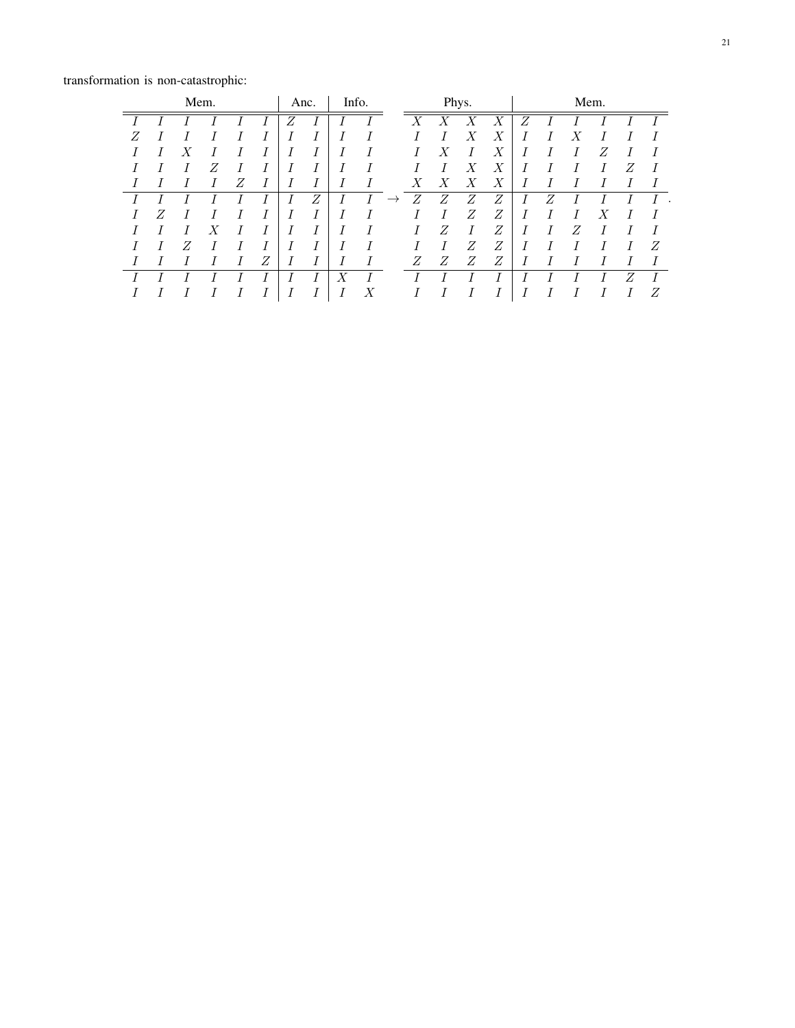transformation is non-catastrophic:

$$
\left[\begin{array}{cccccc|cc|cc}
I & I & I & I & I & I & Z & I & I & I \\
Z & I & I & I & I & I & I & I & I & I \\
I & I & X & I & I & I & I & I & I & I \\
I & I & I & Z & I & I & I & I & I & I \\
I & I & I & I & Z & I & I & I & I & I \\
\hline
I & I & I & I & I & I & I & Z & I & I \\
I & Z & I & I & I & I & I & I & I & I \\
I & I & I & X & I & I & I & I & I & I \\
I & I & Z & I & I & I & I & I & I & I \\
I & I & I & I & I & Z & I & I & I & I \\
\hline
I & I & I & I & I & I & I & I & X & I \\
I & I & I & I & I & I & I & I & I & X
\end{array}\right]
\rightarrow
\left[\begin{array}{cccc|cccccc}
X & X & X & X & Z & I & I & I & I & I \\
I & I & X & X & I & I & X & I & I & I \\
I & X & I & X & I & I & I & Z & I & I \\
I & I & X & X & I & I & I & I & Z & I \\
X & X & X & X & I & I & I & I & I & I \\
\hline
Z & Z & Z & Z & I & Z & I & I & I & I \\
I & I & Z & Z & I & I & I & X & I & I \\
I & Z & I & Z & I & I & Z & I & I & I \\
I & I & Z & Z & I & I & I & I & I & Z \\
Z & Z & Z & Z & I & I & I & I & I & I \\
\hline
I & I & I & I & I & I & I & I & Z & I \\
I & I & I & I & I & I & I & I & I & Z
\end{array}\right].
$$

(Column groups: left side — Mem. (6 columns), Anc. (2 columns), Info. (2 columns); right side — Phys. (4 columns), Mem. (6 columns).)